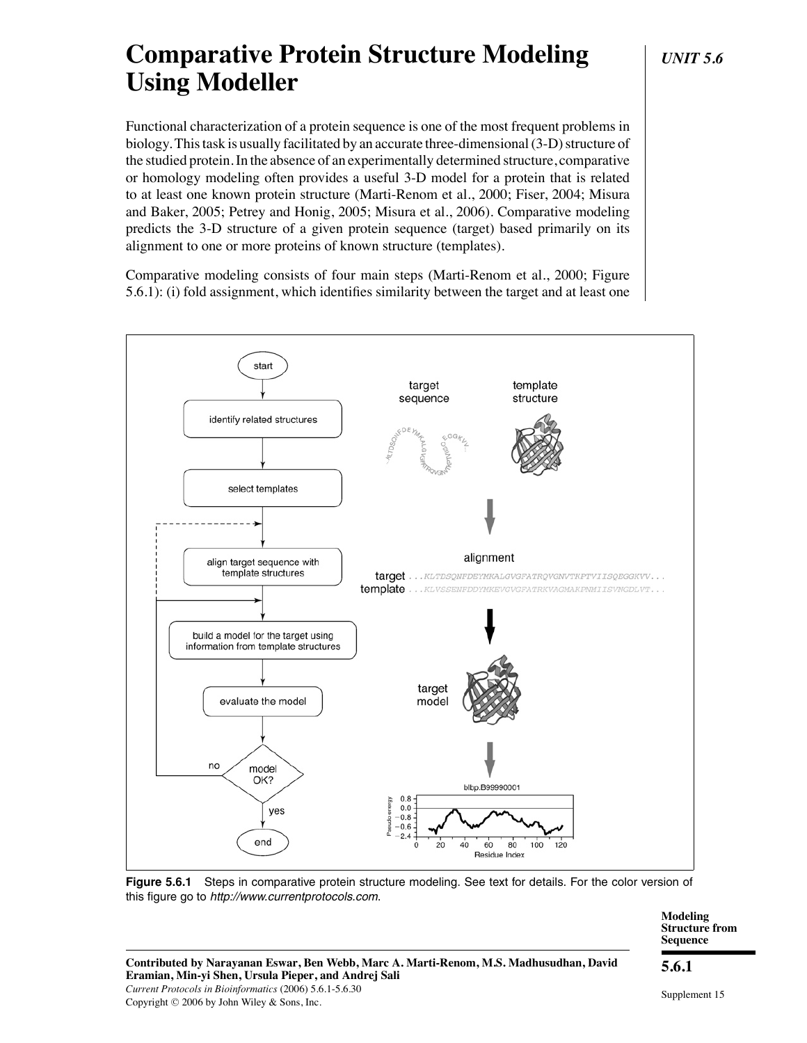# Comparative Protein Structure Modeling Using Modeller

UNIT 5.6

Functional characterization of a protein sequence is one of the most frequent problems in biology. This task is usually facilitated by an accurate three-dimensional (3-D) structure of the studied protein. In the absence of an experimentally determined structure, comparative or homology modeling often provides a useful 3-D model for a protein that is related to at least one known protein structure (Marti-Renom et al., 2000; Fiser, 2004; Misura and Baker, 2005; Petrey and Honig, 2005; Misura et al., 2006). Comparative modeling predicts the 3-D structure of a given protein sequence (target) based primarily on its alignment to one or more proteins of known structure (templates).

Comparative modeling consists of four main steps (Marti-Renom et al., 2000; Figure 5.6.1): (i) fold assignment, which identifies similarity between the target and at least one

**Figure 5.6.1** Steps in comparative protein structure modeling. See text for details. For the color version of this figure go to *http://www.currentprotocols.com*.

**Contributed by Narayanan Eswar, Ben Webb, Marc A. Marti-Renom, M.S. Madhusudhan, David Eramian, Min-yi Shen, Ursula Pieper, and Andrej Sali**

*Current Protocols in Bioinformatics* (2006) 5.6.1-5.6.30

Copyright © 2006 by John Wiley & Sons, Inc.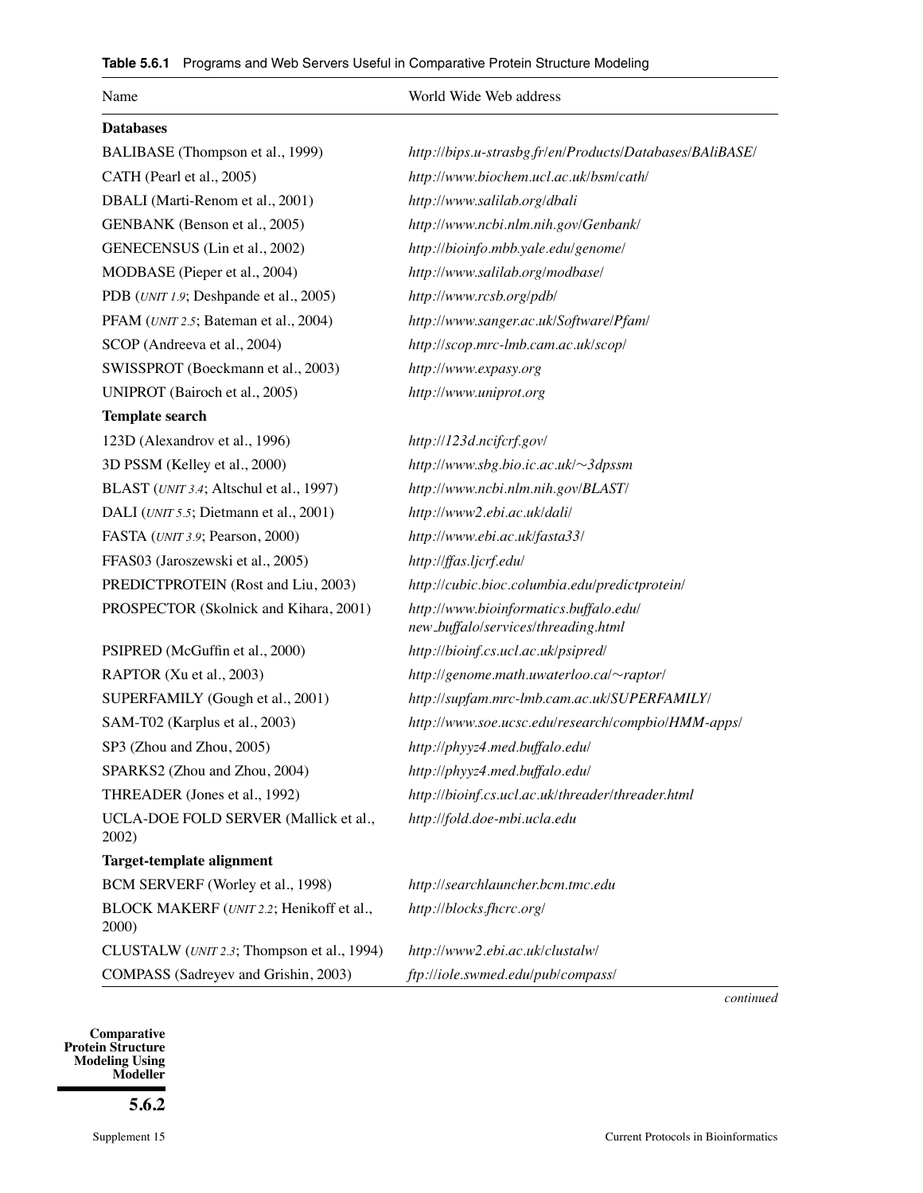**Table 5.6.1** Programs and Web Servers Useful in Comparative Protein Structure Modeling

| Name | World Wide Web address |
|---|---|
| **Databases** | |
| BALIBASE (Thompson et al., 1999) | *http://bips.u-strasbg.fr/en/Products/Databases/BAliBASE/* |
| CATH (Pearl et al., 2005) | *http://www.biochem.ucl.ac.uk/bsm/cath/* |
| DBALI (Marti-Renom et al., 2001) | *http://www.salilab.org/dbali* |
| GENBANK (Benson et al., 2005) | *http://www.ncbi.nlm.nih.gov/Genbank/* |
| GENECENSUS (Lin et al., 2002) | *http://bioinfo.mbb.yale.edu/genome/* |
| MODBASE (Pieper et al., 2004) | *http://www.salilab.org/modbase/* |
| PDB (UNIT 1.9; Deshpande et al., 2005) | *http://www.rcsb.org/pdb/* |
| PFAM (UNIT 2.5; Bateman et al., 2004) | *http://www.sanger.ac.uk/Software/Pfam/* |
| SCOP (Andreeva et al., 2004) | *http://scop.mrc-lmb.cam.ac.uk/scop/* |
| SWISSPROT (Boeckmann et al., 2003) | *http://www.expasy.org* |
| UNIPROT (Bairoch et al., 2005) | *http://www.uniprot.org* |
| **Template search** | |
| 123D (Alexandrov et al., 1996) | *http://123d.ncifcrf.gov/* |
| 3D PSSM (Kelley et al., 2000) | *http://www.sbg.bio.ic.ac.uk/~3dpssm* |
| BLAST (UNIT 3.4; Altschul et al., 1997) | *http://www.ncbi.nlm.nih.gov/BLAST/* |
| DALI (UNIT 5.5; Dietmann et al., 2001) | *http://www2.ebi.ac.uk/dali/* |
| FASTA (UNIT 3.9; Pearson, 2000) | *http://www.ebi.ac.uk/fasta33/* |
| FFAS03 (Jaroszewski et al., 2005) | *http://ffas.ljcrf.edu/* |
| PREDICTPROTEIN (Rost and Liu, 2003) | *http://cubic.bioc.columbia.edu/predictprotein/* |
| PROSPECTOR (Skolnick and Kihara, 2001) | *http://www.bioinformatics.buffalo.edu/new_buffalo/services/threading.html* |
| PSIPRED (McGuffin et al., 2000) | *http://bioinf.cs.ucl.ac.uk/psipred/* |
| RAPTOR (Xu et al., 2003) | *http://genome.math.uwaterloo.ca/~raptor/* |
| SUPERFAMILY (Gough et al., 2001) | *http://supfam.mrc-lmb.cam.ac.uk/SUPERFAMILY/* |
| SAM-T02 (Karplus et al., 2003) | *http://www.soe.ucsc.edu/research/compbio/HMM-apps/* |
| SP3 (Zhou and Zhou, 2005) | *http://phyyz4.med.buffalo.edu/* |
| SPARKS2 (Zhou and Zhou, 2004) | *http://phyyz4.med.buffalo.edu/* |
| THREADER (Jones et al., 1992) | *http://bioinf.cs.ucl.ac.uk/threader/threader.html* |
| UCLA-DOE FOLD SERVER (Mallick et al., 2002) | *http://fold.doe-mbi.ucla.edu* |
| **Target-template alignment** | |
| BCM SERVERF (Worley et al., 1998) | *http://searchlauncher.bcm.tmc.edu* |
| BLOCK MAKERF (UNIT 2.2; Henikoff et al., 2000) | *http://blocks.fhcrc.org/* |
| CLUSTALW (UNIT 2.3; Thompson et al., 1994) | *http://www2.ebi.ac.uk/clustalw/* |
| COMPASS (Sadreyev and Grishin, 2003) | *ftp://iole.swmed.edu/pub/compass/* |

*continued*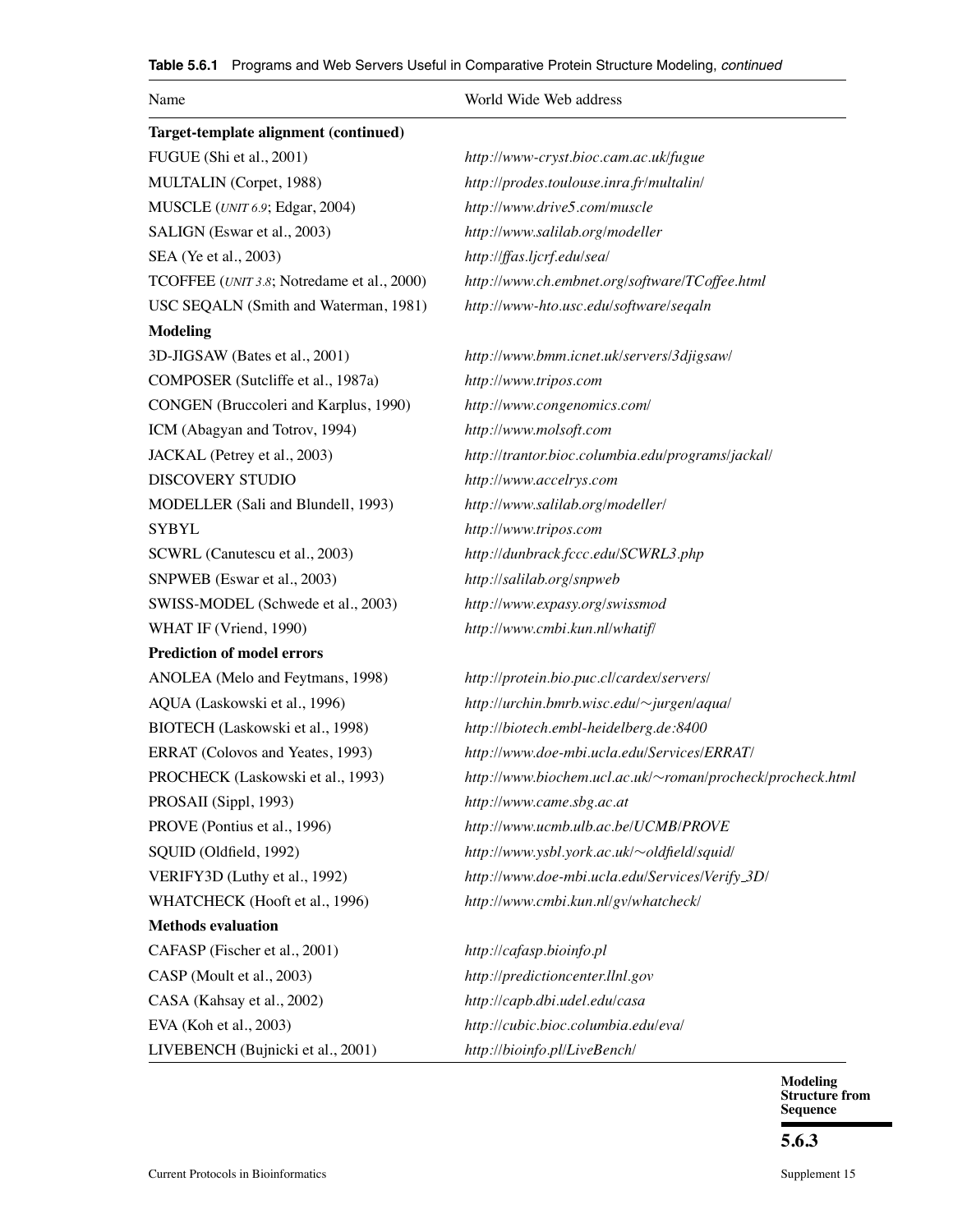**Table 5.6.1** Programs and Web Servers Useful in Comparative Protein Structure Modeling, *continued*

| Name | World Wide Web address |
|---|---|
| **Target-template alignment (continued)** | |
| FUGUE (Shi et al., 2001) | *http://www-cryst.bioc.cam.ac.uk/fugue* |
| MULTALIN (Corpet, 1988) | *http://prodes.toulouse.inra.fr/multalin/* |
| MUSCLE (*UNIT 6.9*; Edgar, 2004) | *http://www.drive5.com/muscle* |
| SALIGN (Eswar et al., 2003) | *http://www.salilab.org/modeller* |
| SEA (Ye et al., 2003) | *http://ffas.ljcrf.edu/sea/* |
| TCOFFEE (*UNIT 3.8*; Notredame et al., 2000) | *http://www.ch.embnet.org/software/TCoffee.html* |
| USC SEQALN (Smith and Waterman, 1981) | *http://www-hto.usc.edu/software/seqaln* |
| **Modeling** | |
| 3D-JIGSAW (Bates et al., 2001) | *http://www.bmm.icnet.uk/servers/3djigsaw/* |
| COMPOSER (Sutcliffe et al., 1987a) | *http://www.tripos.com* |
| CONGEN (Bruccoleri and Karplus, 1990) | *http://www.congenomics.com/* |
| ICM (Abagyan and Totrov, 1994) | *http://www.molsoft.com* |
| JACKAL (Petrey et al., 2003) | *http://trantor.bioc.columbia.edu/programs/jackal/* |
| DISCOVERY STUDIO | *http://www.accelrys.com* |
| MODELLER (Sali and Blundell, 1993) | *http://www.salilab.org/modeller/* |
| SYBYL | *http://www.tripos.com* |
| SCWRL (Canutescu et al., 2003) | *http://dunbrack.fccc.edu/SCWRL3.php* |
| SNPWEB (Eswar et al., 2003) | *http://salilab.org/snpweb* |
| SWISS-MODEL (Schwede et al., 2003) | *http://www.expasy.org/swissmod* |
| WHAT IF (Vriend, 1990) | *http://www.cmbi.kun.nl/whatif/* |
| **Prediction of model errors** | |
| ANOLEA (Melo and Feytmans, 1998) | *http://protein.bio.puc.cl/cardex/servers/* |
| AQUA (Laskowski et al., 1996) | *http://urchin.bmrb.wisc.edu/~jurgen/aqua/* |
| BIOTECH (Laskowski et al., 1998) | *http://biotech.embl-heidelberg.de:8400* |
| ERRAT (Colovos and Yeates, 1993) | *http://www.doe-mbi.ucla.edu/Services/ERRAT/* |
| PROCHECK (Laskowski et al., 1993) | *http://www.biochem.ucl.ac.uk/~roman/procheck/procheck.html* |
| PROSAII (Sippl, 1993) | *http://www.came.sbg.ac.at* |
| PROVE (Pontius et al., 1996) | *http://www.ucmb.ulb.ac.be/UCMB/PROVE* |
| SQUID (Oldfield, 1992) | *http://www.ysbl.york.ac.uk/~oldfield/squid/* |
| VERIFY3D (Luthy et al., 1992) | *http://www.doe-mbi.ucla.edu/Services/Verify_3D/* |
| WHATCHECK (Hooft et al., 1996) | *http://www.cmbi.kun.nl/gv/whatcheck/* |
| **Methods evaluation** | |
| CAFASP (Fischer et al., 2001) | *http://cafasp.bioinfo.pl* |
| CASP (Moult et al., 2003) | *http://predictioncenter.llnl.gov* |
| CASA (Kahsay et al., 2002) | *http://capb.dbi.udel.edu/casa* |
| EVA (Koh et al., 2003) | *http://cubic.bioc.columbia.edu/eva/* |
| LIVEBENCH (Bujnicki et al., 2001) | *http://bioinfo.pl/LiveBench/* |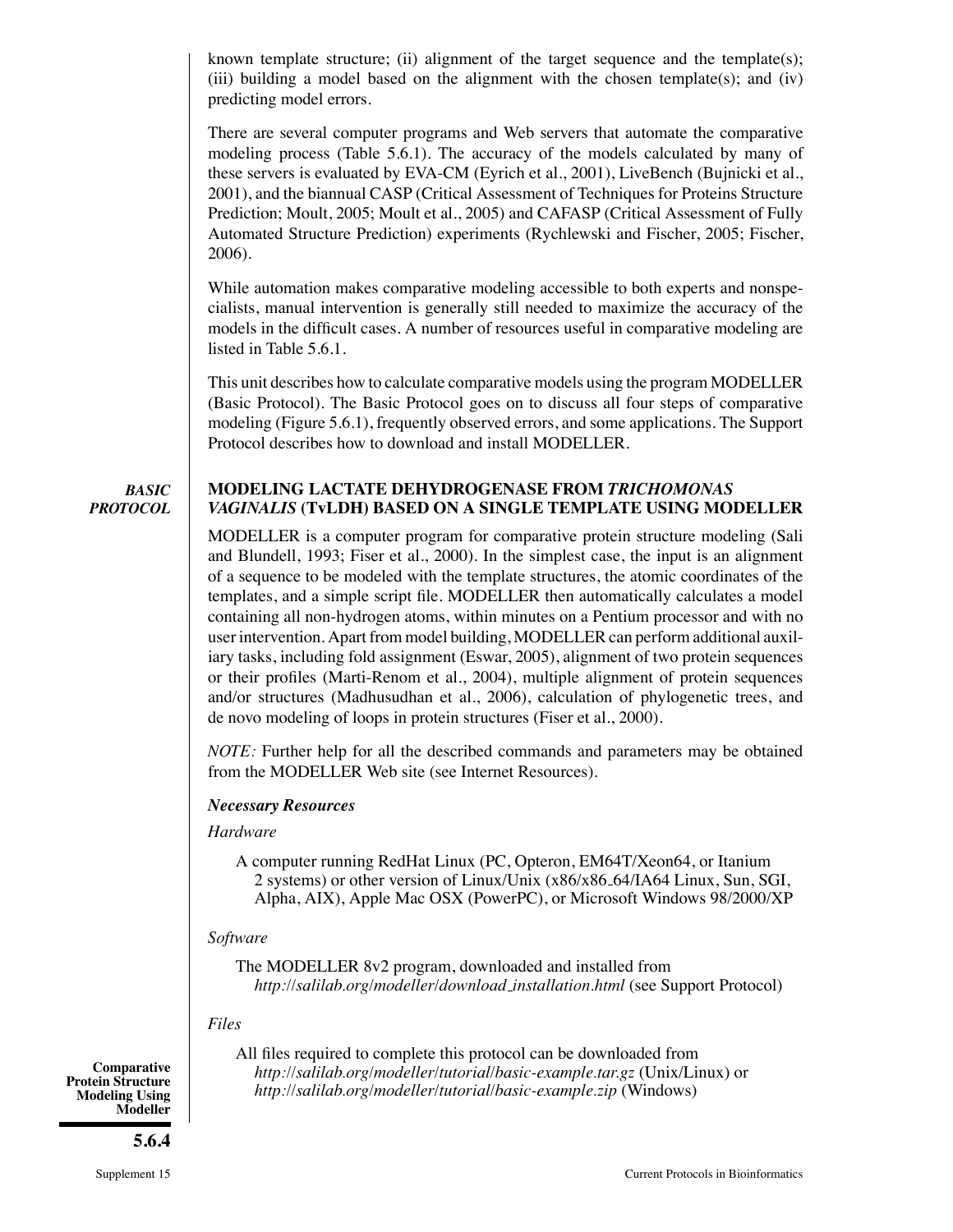known template structure; (ii) alignment of the target sequence and the template(s); (iii) building a model based on the alignment with the chosen template(s); and (iv) predicting model errors.

There are several computer programs and Web servers that automate the comparative modeling process (Table 5.6.1). The accuracy of the models calculated by many of these servers is evaluated by EVA-CM (Eyrich et al., 2001), LiveBench (Bujnicki et al., 2001), and the biannual CASP (Critical Assessment of Techniques for Proteins Structure Prediction; Moult, 2005; Moult et al., 2005) and CAFASP (Critical Assessment of Fully Automated Structure Prediction) experiments (Rychlewski and Fischer, 2005; Fischer, 2006).

While automation makes comparative modeling accessible to both experts and nonspecialists, manual intervention is generally still needed to maximize the accuracy of the models in the difficult cases. A number of resources useful in comparative modeling are listed in Table 5.6.1.

This unit describes how to calculate comparative models using the program MODELLER (Basic Protocol). The Basic Protocol goes on to discuss all four steps of comparative modeling (Figure 5.6.1), frequently observed errors, and some applications. The Support Protocol describes how to download and install MODELLER.

## *BASIC PROTOCOL*

## MODELING LACTATE DEHYDROGENASE FROM *TRICHOMONAS VAGINALIS* (TvLDH) BASED ON A SINGLE TEMPLATE USING MODELLER

MODELLER is a computer program for comparative protein structure modeling (Sali and Blundell, 1993; Fiser et al., 2000). In the simplest case, the input is an alignment of a sequence to be modeled with the template structures, the atomic coordinates of the templates, and a simple script file. MODELLER then automatically calculates a model containing all non-hydrogen atoms, within minutes on a Pentium processor and with no user intervention. Apart from model building, MODELLER can perform additional auxiliary tasks, including fold assignment (Eswar, 2005), alignment of two protein sequences or their profiles (Marti-Renom et al., 2004), multiple alignment of protein sequences and/or structures (Madhusudhan et al., 2006), calculation of phylogenetic trees, and de novo modeling of loops in protein structures (Fiser et al., 2000).

*NOTE:* Further help for all the described commands and parameters may be obtained from the MODELLER Web site (see Internet Resources).

### *Necessary Resources*

*Hardware*

A computer running RedHat Linux (PC, Opteron, EM64T/Xeon64, or Itanium 2 systems) or other version of Linux/Unix (x86/x86_64/IA64 Linux, Sun, SGI, Alpha, AIX), Apple Mac OSX (PowerPC), or Microsoft Windows 98/2000/XP

*Software*

The MODELLER 8v2 program, downloaded and installed from *http://salilab.org/modeller/download_installation.html* (see Support Protocol)

*Files*

All files required to complete this protocol can be downloaded from *http://salilab.org/modeller/tutorial/basic-example.tar.gz* (Unix/Linux) or *http://salilab.org/modeller/tutorial/basic-example.zip* (Windows)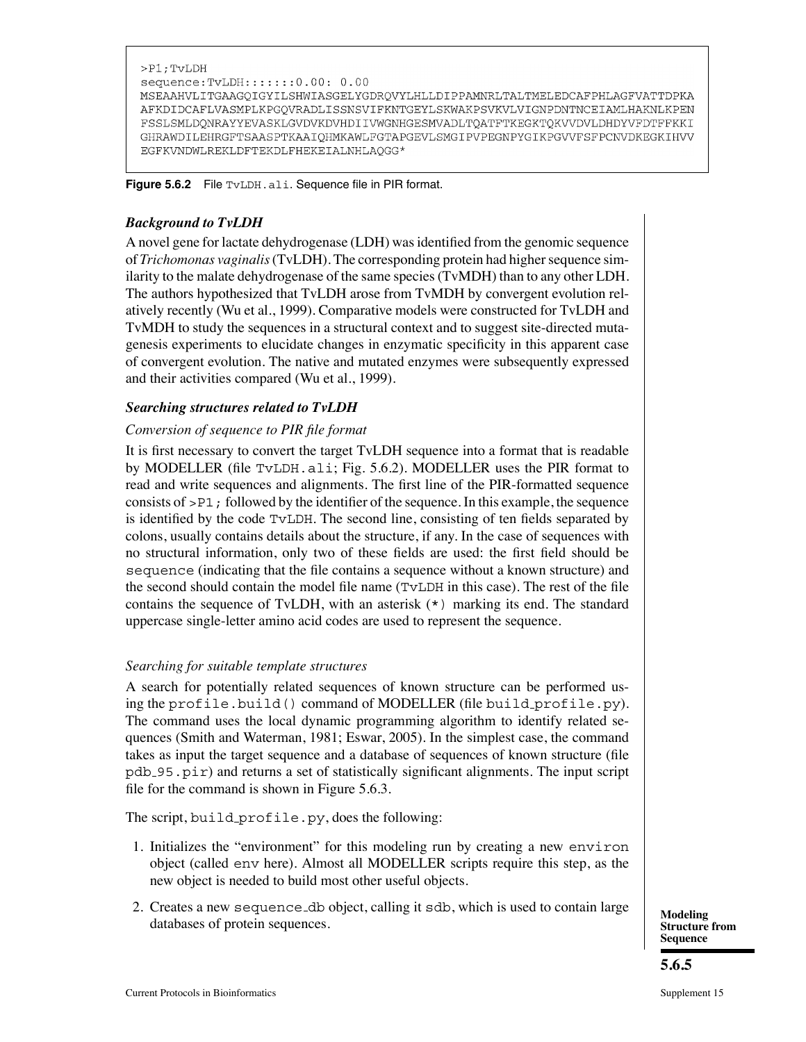```
>P1;TvLDH
sequence:TvLDH:::::::0.00: 0.00
MSEAAHVLITGAAGQIGYILSHWIASGELYGDRQVYLHLLDIPPAMNRLTALTMELEDCAFPHLAGFVATTDPKA
AFKDIDCAFLVASMPLKPGQVRADLISSNSVIFKNTGEYLSKWAKPSVKVLVIGNPDNTNCEIAMLHAKNLKPEN
FSSLSMLDQNRAYYEVASKLGVDVKDVHDIIVWGNHGESMVADLTQATFTKEGKTQKVVDVLDHDYVFDTFFKKI
GHRAWDILEHRGFTSAASPTKAAIQHMKAWLFGTAPGEVLSMGIPVPEGNPYGIKPGVVFSFPCNVDKEGKIHVV
EGFKVNDWLREKLDFTEKDLFHEKEIALNHLAQGG*
```

**Figure 5.6.2** File TvLDH.ali. Sequence file in PIR format.

### *Background to TvLDH*

A novel gene for lactate dehydrogenase (LDH) was identified from the genomic sequence of *Trichomonas vaginalis* (TvLDH). The corresponding protein had higher sequence similarity to the malate dehydrogenase of the same species (TvMDH) than to any other LDH. The authors hypothesized that TvLDH arose from TvMDH by convergent evolution relatively recently (Wu et al., 1999). Comparative models were constructed for TvLDH and TvMDH to study the sequences in a structural context and to suggest site-directed mutagenesis experiments to elucidate changes in enzymatic specificity in this apparent case of convergent evolution. The native and mutated enzymes were subsequently expressed and their activities compared (Wu et al., 1999).

### *Searching structures related to TvLDH*

*Conversion of sequence to PIR file format*

It is first necessary to convert the target TvLDH sequence into a format that is readable by MODELLER (file TvLDH.ali; Fig. 5.6.2). MODELLER uses the PIR format to read and write sequences and alignments. The first line of the PIR-formatted sequence consists of >P1; followed by the identifier of the sequence. In this example, the sequence is identified by the code TvLDH. The second line, consisting of ten fields separated by colons, usually contains details about the structure, if any. In the case of sequences with no structural information, only two of these fields are used: the first field should be sequence (indicating that the file contains a sequence without a known structure) and the second should contain the model file name (TvLDH in this case). The rest of the file contains the sequence of TvLDH, with an asterisk (*) marking its end. The standard uppercase single-letter amino acid codes are used to represent the sequence.

*Searching for suitable template structures*

A search for potentially related sequences of known structure can be performed using the profile.build() command of MODELLER (file build_profile.py). The command uses the local dynamic programming algorithm to identify related sequences (Smith and Waterman, 1981; Eswar, 2005). In the simplest case, the command takes as input the target sequence and a database of sequences of known structure (file pdb_95.pir) and returns a set of statistically significant alignments. The input script file for the command is shown in Figure 5.6.3.

The script, build_profile.py, does the following:

1. Initializes the "environment" for this modeling run by creating a new environ object (called env here). Almost all MODELLER scripts require this step, as the new object is needed to build most other useful objects.
2. Creates a new sequence_db object, calling it sdb, which is used to contain large databases of protein sequences.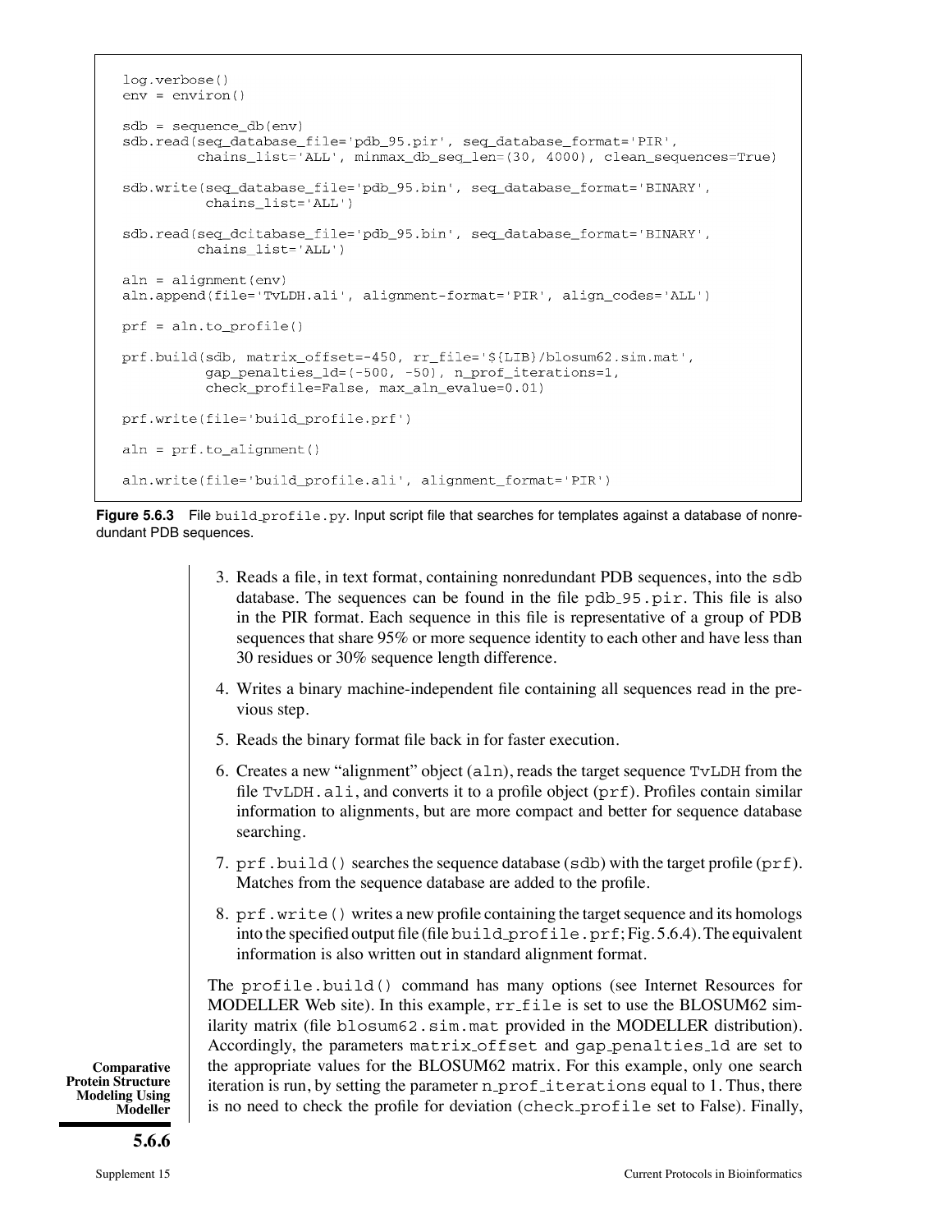```
log.verbose()
env = environ()

sdb = sequence_db(env)
sdb.read(seq_database_file='pdb_95.pir', seq_database_format='PIR',
         chains_list='ALL', minmax_db_seq_len=(30, 4000), clean_sequences=True)

sdb.write(seq_database_file='pdb_95.bin', seq_database_format='BINARY',
          chains_list='ALL')

sdb.read(seq_dcitabase_file='pdb_95.bin', seq_database_format='BINARY',
         chains_list='ALL')

aln = alignment(env)
aln.append(file='TvLDH.ali', alignment-format='PIR', align_codes='ALL')

prf = aln.to_profile()

prf.build(sdb, matrix_offset=-450, rr_file='${LIB}/blosum62.sim.mat',
          gap_penalties_1d=(-500, -50), n_prof_iterations=1,
          check_profile=False, max_aln_evalue=0.01)

prf.write(file='build_profile.prf')

aln = prf.to_alignment()

aln.write(file='build_profile.ali', alignment_format='PIR')
```

**Figure 5.6.3** File build_profile.py. Input script file that searches for templates against a database of nonredundant PDB sequences.

3. Reads a file, in text format, containing nonredundant PDB sequences, into the sdb database. The sequences can be found in the file pdb_95.pir. This file is also in the PIR format. Each sequence in this file is representative of a group of PDB sequences that share 95% or more sequence identity to each other and have less than 30 residues or 30% sequence length difference.

4. Writes a binary machine-independent file containing all sequences read in the previous step.

5. Reads the binary format file back in for faster execution.

6. Creates a new "alignment" object (aln), reads the target sequence TvLDH from the file TvLDH.ali, and converts it to a profile object (prf). Profiles contain similar information to alignments, but are more compact and better for sequence database searching.

7. prf.build() searches the sequence database (sdb) with the target profile (prf). Matches from the sequence database are added to the profile.

8. prf.write() writes a new profile containing the target sequence and its homologs into the specified output file (file build_profile.prf; Fig. 5.6.4). The equivalent information is also written out in standard alignment format.

The profile.build() command has many options (see Internet Resources for MODELLER Web site). In this example, rr_file is set to use the BLOSUM62 similarity matrix (file blosum62.sim.mat provided in the MODELLER distribution). Accordingly, the parameters matrix_offset and gap_penalties_1d are set to the appropriate values for the BLOSUM62 matrix. For this example, only one search iteration is run, by setting the parameter n_prof_iterations equal to 1. Thus, there is no need to check the profile for deviation (check_profile set to False). Finally,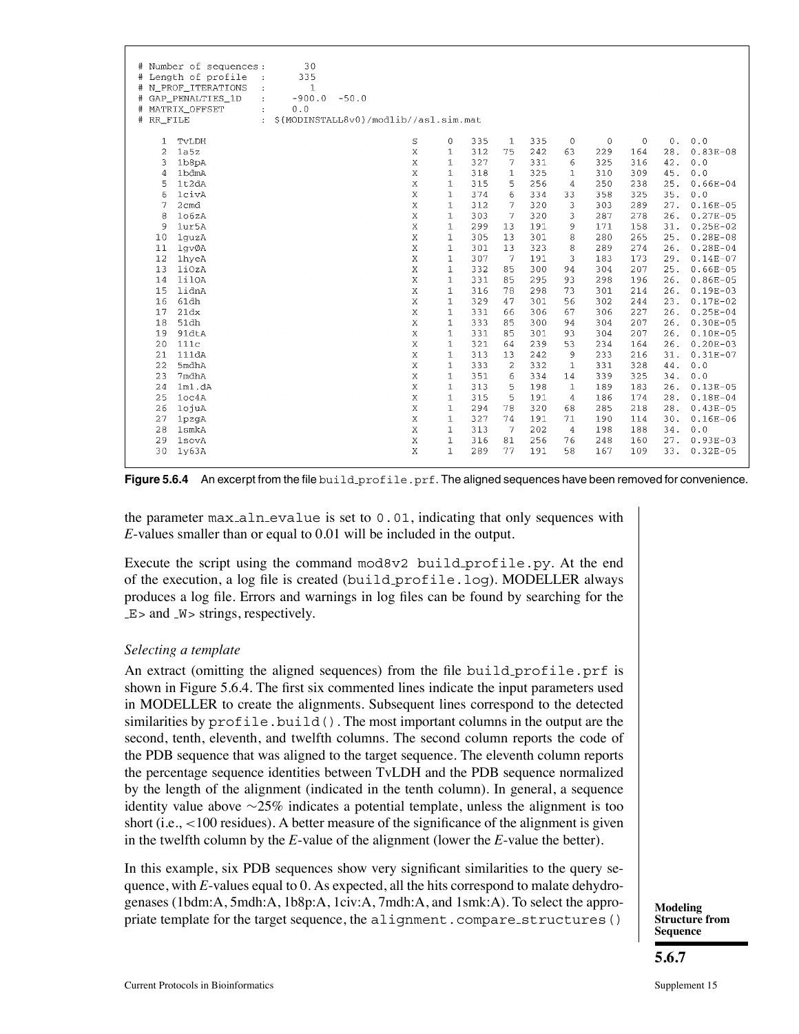```
# Number of sequences:       30
# Length of profile  :      335
# N_PROF_ITERATIONS  :        1
# GAP_PENALTIES_1D   :   -900.0  -50.0
# MATRIX_OFFSET      :    0.0
# RR_FILE            : ${MODINSTALL8v0}/modlib//as1.sim.mat

   1  TvLDH      S   0  335   1  335   0    0    0   0.  0.0
   2  1a5z       X   1  312  75  242  63  229  164  28.  0.83E-08
   3  1b8pA      X   1  327   7  331   6  325  316  42.  0.0
   4  1bdmA      X   1  318   1  325   1  310  309  45.  0.0
   5  1t2dA      X   1  315   5  256   4  250  238  25.  0.66E-04
   6  1civA      X   1  374   6  334  33  358  325  35.  0.0
   7  2cmd       X   1  312   7  320   3  303  289  27.  0.16E-05
   8  1o6zA      X   1  303   7  320   3  287  278  26.  0.27E-05
   9  1ur5A      X   1  299  13  191   9  171  158  31.  0.25E-02
  10  1guzA      X   1  305  13  301   8  280  265  25.  0.28E-08
  11  1gv0A      X   1  301  13  323   8  289  274  26.  0.28E-04
  12  1hyeA      X   1  307   7  191   3  183  173  29.  0.14E-07
  13  1i0zA      X   1  332  85  300  94  304  207  25.  0.66E-05
  14  1i10A      X   1  331  85  295  93  298  196  26.  0.86E-05
  15  1ldnA      X   1  316  78  298  73  301  214  26.  0.19E-03
  16  6ldh       X   1  329  47  301  56  302  244  23.  0.17E-02
  17  2ldx       X   1  331  66  306  67  306  227  26.  0.25E-04
  18  5ldh       X   1  333  85  300  94  304  207  26.  0.30E-05
  19  9ldtA      X   1  331  85  301  93  304  207  26.  0.10E-05
  20  1llc       X   1  321  64  239  53  234  164  26.  0.20E-03
  21  1lldA      X   1  313  13  242   9  233  216  31.  0.31E-07
  22  5mdhA      X   1  333   2  332   1  331  328  44.  0.0
  23  7mdhA      X   1  351   6  334  14  339  325  34.  0.0
  24  1ml.dA     X   1  313   5  198   1  189  183  26.  0.13E-05
  25  1oc4A      X   1  315   5  191   4  186  174  28.  0.18E-04
  26  1ojuA      X   1  294  78  320  68  285  218  28.  0.43E-05
  27  1pzgA      X   1  327  74  191  71  190  114  30.  0.16E-06
  28  1smkA      X   1  313   7  202   4  198  188  34.  0.0
  29  1sovA      X   1  316  81  256  76  248  160  27.  0.93E-03
  30  1y63A      X   1  289  77  191  58  167  109  33.  0.32E-05
```

**Figure 5.6.4** An excerpt from the file build_profile.prf. The aligned sequences have been removed for convenience.

the parameter max_aln_evalue is set to 0.01, indicating that only sequences with *E*-values smaller than or equal to 0.01 will be included in the output.

Execute the script using the command mod8v2 build_profile.py. At the end of the execution, a log file is created (build_profile.log). MODELLER always produces a log file. Errors and warnings in log files can be found by searching for the _E> and _W> strings, respectively.

### *Selecting a template*

An extract (omitting the aligned sequences) from the file build_profile.prf is shown in Figure 5.6.4. The first six commented lines indicate the input parameters used in MODELLER to create the alignments. Subsequent lines correspond to the detected similarities by profile.build(). The most important columns in the output are the second, tenth, eleventh, and twelfth columns. The second column reports the code of the PDB sequence that was aligned to the target sequence. The eleventh column reports the percentage sequence identities between TvLDH and the PDB sequence normalized by the length of the alignment (indicated in the tenth column). In general, a sequence identity value above ~25% indicates a potential template, unless the alignment is too short (i.e., <100 residues). A better measure of the significance of the alignment is given in the twelfth column by the *E*-value of the alignment (lower the *E*-value the better).

In this example, six PDB sequences show very significant similarities to the query sequence, with *E*-values equal to 0. As expected, all the hits correspond to malate dehydrogenases (1bdm:A, 5mdh:A, 1b8p:A, 1civ:A, 7mdh:A, and 1smk:A). To select the appropriate template for the target sequence, the alignment.compare_structures()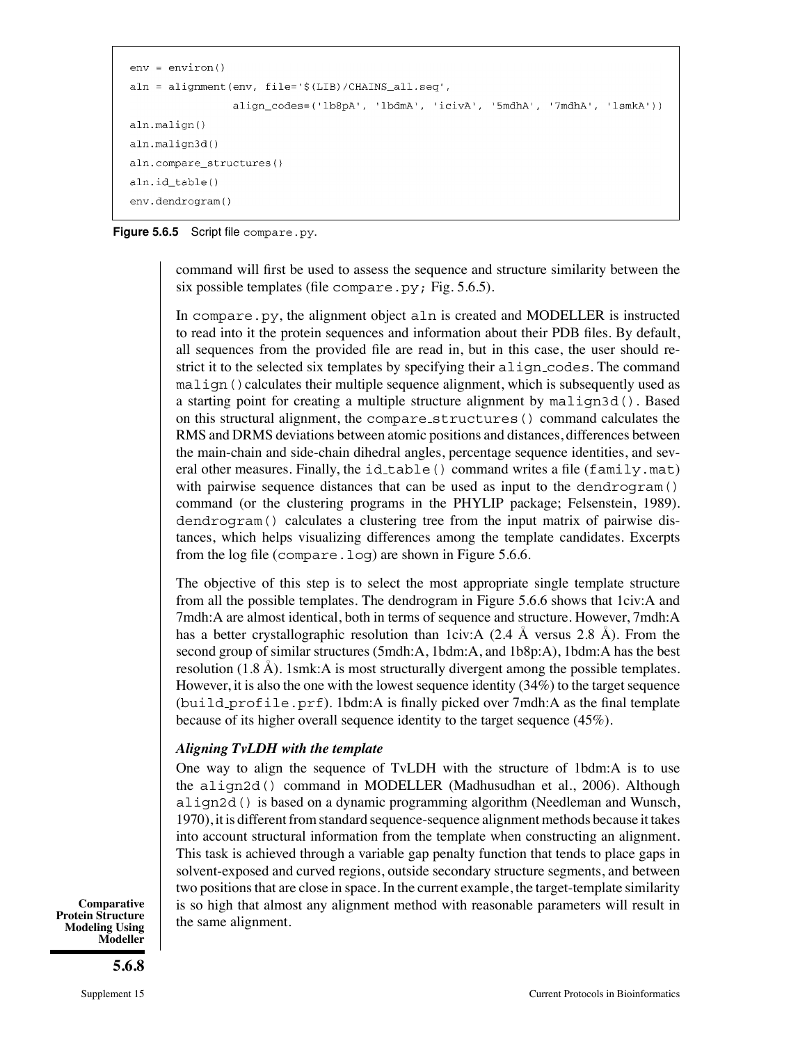```
env = environ()
aln = alignment(env, file='$(LIB)/CHAINS_all.seq',
               align_codes=('1b8pA', '1bdmA', 'icivA', '5mdhA', '7mdhA', '1smkA'))
aln.malign()
aln.malign3d()
aln.compare_structures()
aln.id_table()
env.dendrogram()
```

**Figure 5.6.5** Script file compare.py.

command will first be used to assess the sequence and structure similarity between the six possible templates (file compare.py; Fig. 5.6.5).

In compare.py, the alignment object aln is created and MODELLER is instructed to read into it the protein sequences and information about their PDB files. By default, all sequences from the provided file are read in, but in this case, the user should restrict it to the selected six templates by specifying their align_codes. The command malign() calculates their multiple sequence alignment, which is subsequently used as a starting point for creating a multiple structure alignment by malign3d(). Based on this structural alignment, the compare_structures() command calculates the RMS and DRMS deviations between atomic positions and distances, differences between the main-chain and side-chain dihedral angles, percentage sequence identities, and several other measures. Finally, the id_table() command writes a file (family.mat) with pairwise sequence distances that can be used as input to the dendrogram() command (or the clustering programs in the PHYLIP package; Felsenstein, 1989). dendrogram() calculates a clustering tree from the input matrix of pairwise distances, which helps visualizing differences among the template candidates. Excerpts from the log file (compare.log) are shown in Figure 5.6.6.

The objective of this step is to select the most appropriate single template structure from all the possible templates. The dendrogram in Figure 5.6.6 shows that 1civ:A and 7mdh:A are almost identical, both in terms of sequence and structure. However, 7mdh:A has a better crystallographic resolution than 1civ:A (2.4 Å versus 2.8 Å). From the second group of similar structures (5mdh:A, 1bdm:A, and 1b8p:A), 1bdm:A has the best resolution (1.8 Å). 1smk:A is most structurally divergent among the possible templates. However, it is also the one with the lowest sequence identity (34%) to the target sequence (build_profile.prf). 1bdm:A is finally picked over 7mdh:A as the final template because of its higher overall sequence identity to the target sequence (45%).

***Aligning TvLDH with the template***

One way to align the sequence of TvLDH with the structure of 1bdm:A is to use the align2d() command in MODELLER (Madhusudhan et al., 2006). Although align2d() is based on a dynamic programming algorithm (Needleman and Wunsch, 1970), it is different from standard sequence-sequence alignment methods because it takes into account structural information from the template when constructing an alignment. This task is achieved through a variable gap penalty function that tends to place gaps in solvent-exposed and curved regions, outside secondary structure segments, and between two positions that are close in space. In the current example, the target-template similarity is so high that almost any alignment method with reasonable parameters will result in the same alignment.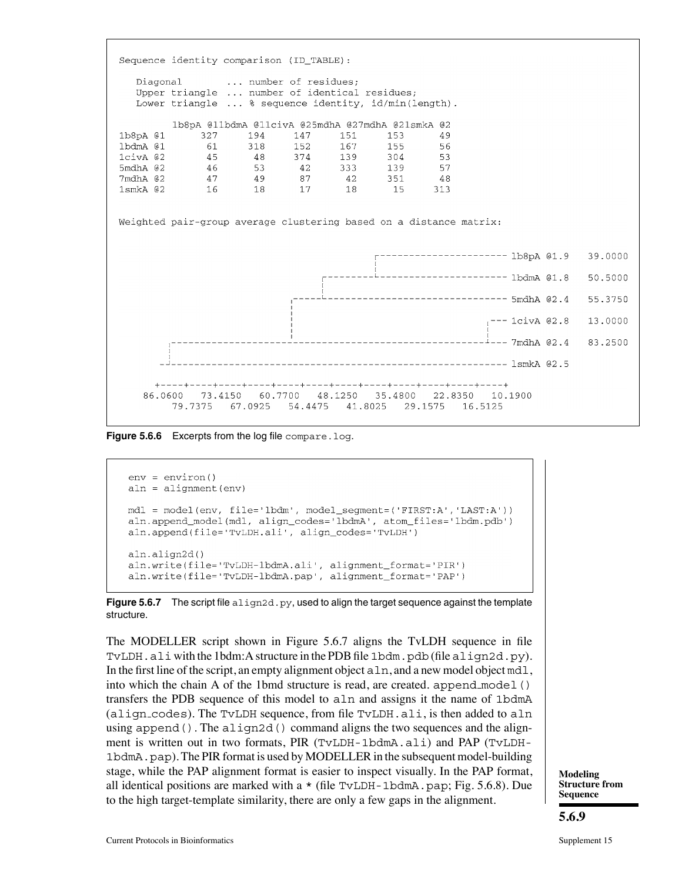```
Sequence identity comparison (ID_TABLE):

   Diagonal        ... number of residues;
   Upper triangle  ... number of identical residues;
   Lower triangle  ... % sequence identity, id/min(length).

         1b8pA @11bdmA @11civA @25mdhA @27mdhA @21smkA @2
1b8pA @1      327     194     147     151     153      49
1bdmA @1       61     318     152     167     155      56
1civA @2       45      48     374     139     304      53
5mdhA @2       46      53      42     333     139      57
7mdhA @2       47      49      87      42     351      48
1smkA @2       16      18      17      18      15     313


Weighted pair-group average clustering based on a distance matrix:


                                              .---------------------- 1b8pA @1.9   39.0000
                                              |
                                   .----------------------------------- 1bdmA @1.8   50.5000
                                   |
                        .------------------------------------------- 5mdhA @2.4   55.3750
                        |
                        |                                         .--- 1civA @2.8   13.0000
                        |                                         |
      .-------------------------------------------------------------- 7mdhA @2.4   83.2500
      |
    --------------------------------------------------------------- 1smkA @2.5

    +----+----+----+----+----+----+----+----+----+----+----+----+
  86.0600   73.4150   60.7700   48.1250   35.4800   22.8350   10.1900
       79.7375   67.0925   54.4475   41.8025   29.1575   16.5125
```

**Figure 5.6.6** Excerpts from the log file `compare.log`.

```
env = environ()
aln = alignment(env)

mdl = model(env, file='1bdm', model_segment=('FIRST:A','LAST:A'))
aln.append_model(mdl, align_codes='1bdmA', atom_files='1bdm.pdb')
aln.append(file='TvLDH.ali', align_codes='TvLDH')

aln.align2d()
aln.write(file='TvLDH-1bdmA.ali', alignment_format='PIR')
aln.write(file='TvLDH-1bdmA.pap', alignment_format='PAP')
```

**Figure 5.6.7** The script file `align2d.py`, used to align the target sequence against the template structure.

The MODELLER script shown in Figure 5.6.7 aligns the TvLDH sequence in file `TvLDH.ali` with the 1bdm:A structure in the PDB file `1bdm.pdb` (file `align2d.py`). In the first line of the script, an empty alignment object `aln`, and a new model object `mdl`, into which the chain A of the 1bmd structure is read, are created. `append_model()` transfers the PDB sequence of this model to `aln` and assigns it the name of `1bdmA` (`align_codes`). The `TvLDH` sequence, from file `TvLDH.ali`, is then added to `aln` using `append()`. The `align2d()` command aligns the two sequences and the alignment is written out in two formats, PIR (`TvLDH-1bdmA.ali`) and PAP (`TvLDH-1bdmA.pap`). The PIR format is used by MODELLER in the subsequent model-building stage, while the PAP alignment format is easier to inspect visually. In the PAP format, all identical positions are marked with a * (file `TvLDH-1bdmA.pap`; Fig. 5.6.8). Due to the high target-template similarity, there are only a few gaps in the alignment.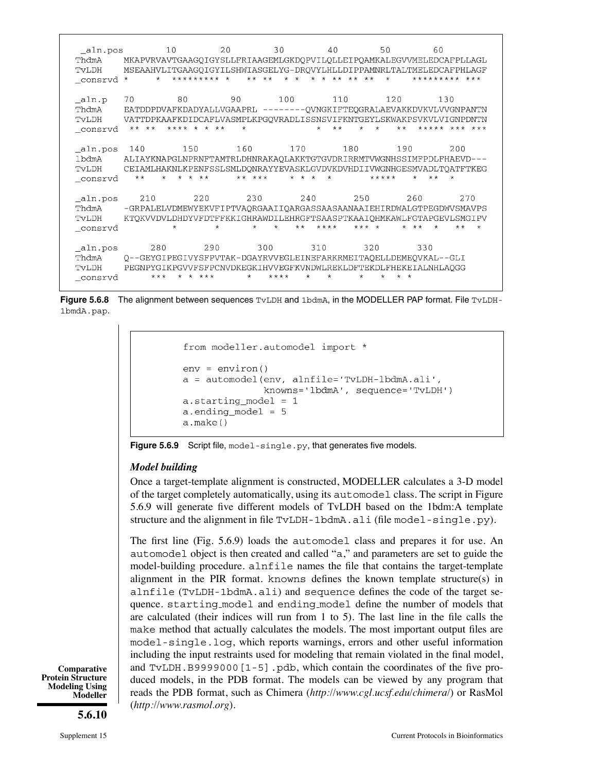```
 _aln.pos        10        20        30        40        50        60
 ThdmA    MKAPVRVAVTGAAGQIGYSLLFRIAAGEMLGKDQPVILQLLEIPQAMKALEGVVMELEDCAFPLLAGL
 TvLDH    MSEAAHVLITGAAGQIGYILSHWIASGELYG-DRQVYLHLLDIPPAMNRLTALTMELEDCAFPHLAGF
 _consrvd *     *  ********* *   ** **  * *  * * ** ** **  *    ********* ***

 _aln.p   70        80        90        100       110       120       130
 ThdmA    EATDDPDVAFKDADYALLVGAAPRL --------QVNGKIFTEQGRALAEVAKKDVKVLVVGNPANTN
 TvLDH    VATTDPKAAFKDIDCAFLVASMPLKPGQVRADLISSNSVIFKNTGEYLSKWAKPSVKVLVIGNPDNTN
 _consrvd  ** **  **** * * **    *             *  **    *  *    **  ***** *** ***

 _aln.pos  140       150       160       170       180       190       200
 1bdmA    ALIAYKNAPGLNPRNFTAMTRLDHNRAKAQLAKKTGTGVDRIRRMTVWGNHSSIMFPDLFHAEVD---
 TvLDH    CEIAMLHAKNLKPENFSSLSMLDQNRAYYEVASKLGVDVKDVHDIIVWGNHGESMVADLTQATFTKEG
 _consrvd   **    *  * * **      ** ***     * * *  *        *****   *  **  *

 _aln.pos   210       220       230       240       250       260       270
 ThdmA    -GRPALELVDMEWYEKVFIPTVAQRGAAIIQARGASSAASAANAAIEHIRDWALGTPEGDWVSMAVPS
 TvLDH    KTQKVVDVLDHDYVFDTFFKKIGHRAWDILEHRGFTSAASPTKAAIQHMKAWLFGTAPGEVLSMGIPV
 _consrvd         *        *       *   *   **  ****   *** *    * **  *    **  *

 _aln.pos      280       290       300       310       320       330
 ThdmA    Q--GEYGIPEGIVYSFPVTAK-DGAYRVVEGLEINEFARKRMEITAQELLDEMEQVKAL--GLI
 TvLDH    PEGNPYGIKPGVVFSFPCNVDKEGKIHVVEGFKVNDWLREKLDFTEKDLFHEKEIALNHLAQGG
 _consrvd       ***  * * ***       *   ****   *   *      *   *  * *
```

**Figure 5.6.8** The alignment between sequences TvLDH and 1bdmA, in the MODELLER PAP format. File TvLDH-1bmdA.pap.

```
from modeller.automodel import *

env = environ()
a = automodel(env, alnfile='TvLDH-1bdmA.ali',
              knowns='1bdmA', sequence='TvLDH')
a.starting_model = 1
a.ending_model = 5
a.make()
```

**Figure 5.6.9** Script file, model-single.py, that generates five models.

### *Model building*

Once a target-template alignment is constructed, MODELLER calculates a 3-D model of the target completely automatically, using its automodel class. The script in Figure 5.6.9 will generate five different models of TvLDH based on the 1bdm:A template structure and the alignment in file TvLDH-1bdmA.ali (file model-single.py).

The first line (Fig. 5.6.9) loads the automodel class and prepares it for use. An automodel object is then created and called "a," and parameters are set to guide the model-building procedure. alnfile names the file that contains the target-template alignment in the PIR format. knowns defines the known template structure(s) in alnfile (TvLDH-1bdmA.ali) and sequence defines the code of the target sequence. starting_model and ending_model define the number of models that are calculated (their indices will run from 1 to 5). The last line in the file calls the make method that actually calculates the models. The most important output files are model-single.log, which reports warnings, errors and other useful information including the input restraints used for modeling that remain violated in the final model, and TvLDH.B9999000[1-5].pdb, which contain the coordinates of the five produced models, in the PDB format. The models can be viewed by any program that reads the PDB format, such as Chimera (*http://www.cgl.ucsf.edu/chimera/*) or RasMol (*http://www.rasmol.org*).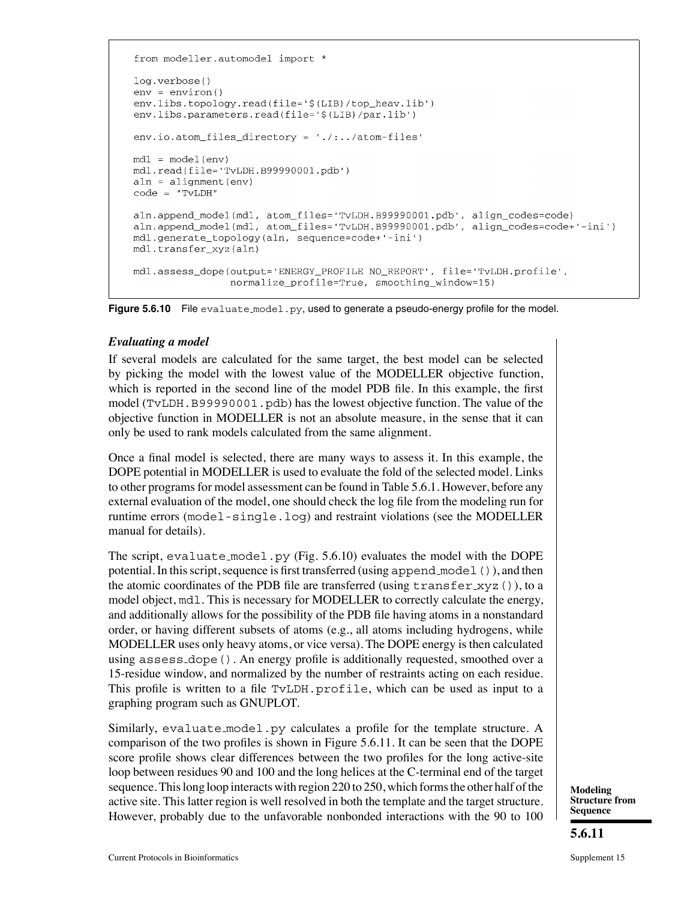```
from modeller.automodel import *

log.verbose()
env = environ()
env.libs.topology.read(file='$(LIB)/top_heav.lib')
env.libs.parameters.read(file='$(LIB)/par.lib')

env.io.atom_files_directory = './:../atom-files'

mdl = model(env)
mdl.read(file='TvLDH.B99990001.pdb')
aln = alignment(env)
code = "TvLDH"

aln.append_model(mdl, atom_files='TvLDH.B99990001.pdb', align_codes=code)
aln.append_model(mdl, atom_files='TvLDH.B99990001.pdb', align_codes=code+'-ini')
mdl.generate_topology(aln, sequence=code+'-ini')
mdl.transfer_xyz(aln)

mdl.assess_dope(output='ENERGY_PROFILE NO_REPORT', file='TvLDH.profile',
                normalize_profile=True, smoothing_window=15)
```

**Figure 5.6.10** File `evaluate_model.py`, used to generate a pseudo-energy profile for the model.

### *Evaluating a model*

If several models are calculated for the same target, the best model can be selected by picking the model with the lowest value of the MODELLER objective function, which is reported in the second line of the model PDB file. In this example, the first model (`TvLDH.B99990001.pdb`) has the lowest objective function. The value of the objective function in MODELLER is not an absolute measure, in the sense that it can only be used to rank models calculated from the same alignment.

Once a final model is selected, there are many ways to assess it. In this example, the DOPE potential in MODELLER is used to evaluate the fold of the selected model. Links to other programs for model assessment can be found in Table 5.6.1. However, before any external evaluation of the model, one should check the log file from the modeling run for runtime errors (`model-single.log`) and restraint violations (see the MODELLER manual for details).

The script, `evaluate_model.py` (Fig. 5.6.10) evaluates the model with the DOPE potential. In this script, sequence is first transferred (using `append_model()`), and then the atomic coordinates of the PDB file are transferred (using `transfer_xyz()`), to a model object, `mdl`. This is necessary for MODELLER to correctly calculate the energy, and additionally allows for the possibility of the PDB file having atoms in a nonstandard order, or having different subsets of atoms (e.g., all atoms including hydrogens, while MODELLER uses only heavy atoms, or vice versa). The DOPE energy is then calculated using `assess_dope()`. An energy profile is additionally requested, smoothed over a 15-residue window, and normalized by the number of restraints acting on each residue. This profile is written to a file `TvLDH.profile`, which can be used as input to a graphing program such as GNUPLOT.

Similarly, `evaluate_model.py` calculates a profile for the template structure. A comparison of the two profiles is shown in Figure 5.6.11. It can be seen that the DOPE score profile shows clear differences between the two profiles for the long active-site loop between residues 90 and 100 and the long helices at the C-terminal end of the target sequence. This long loop interacts with region 220 to 250, which forms the other half of the active site. This latter region is well resolved in both the template and the target structure. However, probably due to the unfavorable nonbonded interactions with the 90 to 100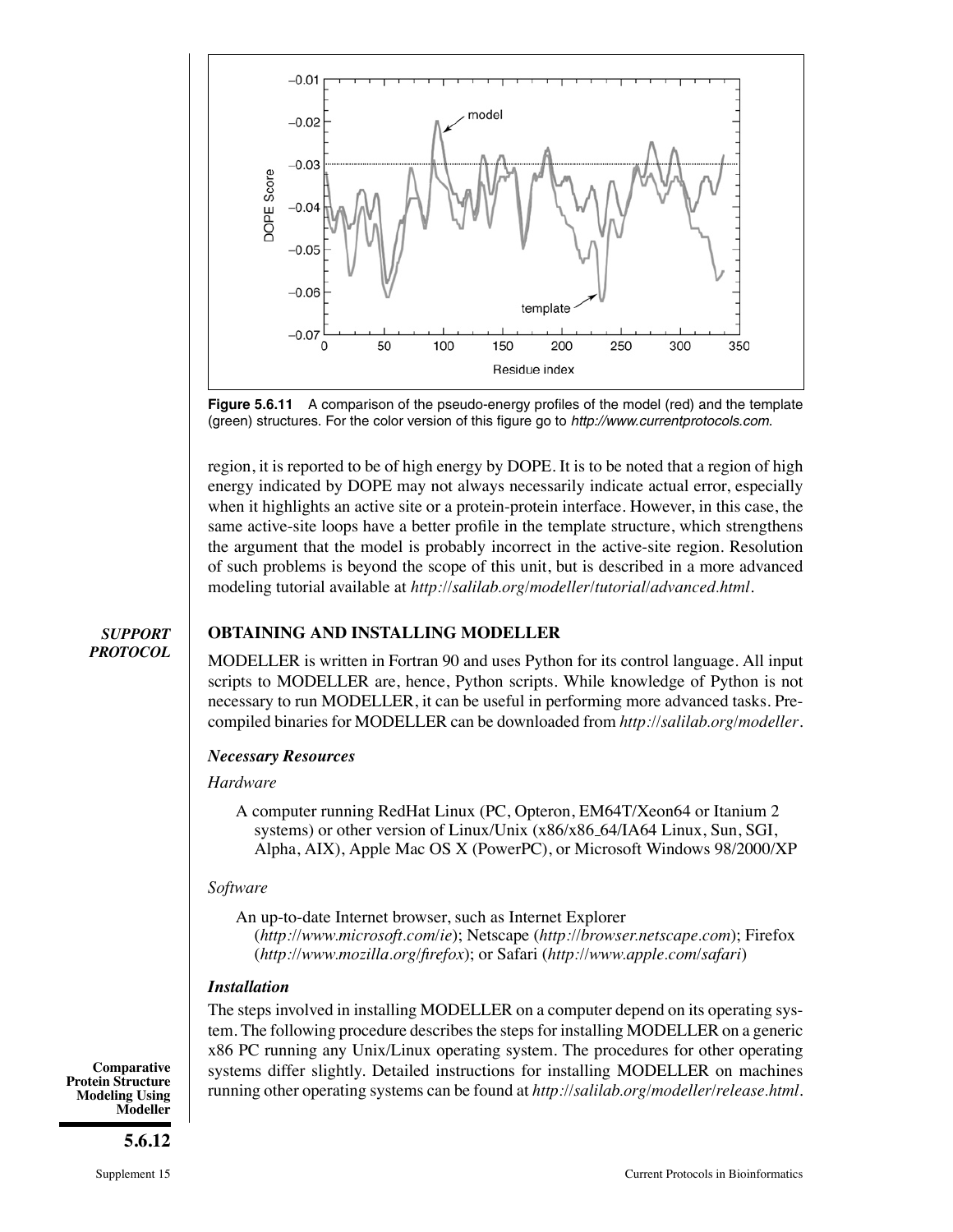Figure 5.6.11 A comparison of the pseudo-energy profiles of the model (red) and the template (green) structures. For the color version of this figure go to *http://www.currentprotocols.com*.

region, it is reported to be of high energy by DOPE. It is to be noted that a region of high energy indicated by DOPE may not always necessarily indicate actual error, especially when it highlights an active site or a protein-protein interface. However, in this case, the same active-site loops have a better profile in the template structure, which strengthens the argument that the model is probably incorrect in the active-site region. Resolution of such problems is beyond the scope of this unit, but is described in a more advanced modeling tutorial available at *http://salilab.org/modeller/tutorial/advanced.html*.

## SUPPORT PROTOCOL

## OBTAINING AND INSTALLING MODELLER

MODELLER is written in Fortran 90 and uses Python for its control language. All input scripts to MODELLER are, hence, Python scripts. While knowledge of Python is not necessary to run MODELLER, it can be useful in performing more advanced tasks. Precompiled binaries for MODELLER can be downloaded from *http://salilab.org/modeller*.

### *Necessary Resources*

*Hardware*

A computer running RedHat Linux (PC, Opteron, EM64T/Xeon64 or Itanium 2 systems) or other version of Linux/Unix (x86/x86_64/IA64 Linux, Sun, SGI, Alpha, AIX), Apple Mac OS X (PowerPC), or Microsoft Windows 98/2000/XP

*Software*

An up-to-date Internet browser, such as Internet Explorer (*http://www.microsoft.com/ie*); Netscape (*http://browser.netscape.com*); Firefox (*http://www.mozilla.org/firefox*); or Safari (*http://www.apple.com/safari*)

### *Installation*

The steps involved in installing MODELLER on a computer depend on its operating system. The following procedure describes the steps for installing MODELLER on a generic x86 PC running any Unix/Linux operating system. The procedures for other operating systems differ slightly. Detailed instructions for installing MODELLER on machines running other operating systems can be found at *http://salilab.org/modeller/release.html*.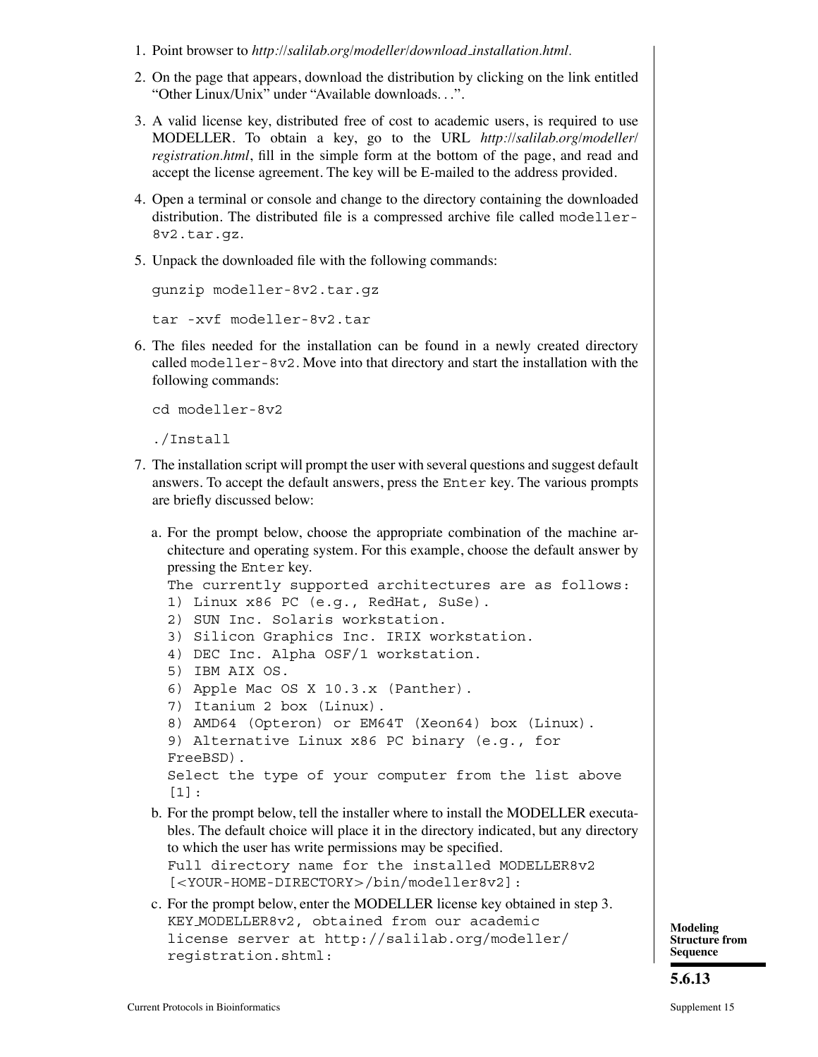1. Point browser to *http://salilab.org/modeller/download_installation.html*.

2. On the page that appears, download the distribution by clicking on the link entitled "Other Linux/Unix" under "Available downloads...".

3. A valid license key, distributed free of cost to academic users, is required to use MODELLER. To obtain a key, go to the URL *http://salilab.org/modeller/registration.html*, fill in the simple form at the bottom of the page, and read and accept the license agreement. The key will be E-mailed to the address provided.

4. Open a terminal or console and change to the directory containing the downloaded distribution. The distributed file is a compressed archive file called `modeller-8v2.tar.gz`.

5. Unpack the downloaded file with the following commands:

```
gunzip modeller-8v2.tar.gz

tar -xvf modeller-8v2.tar
```

6. The files needed for the installation can be found in a newly created directory called `modeller-8v2`. Move into that directory and start the installation with the following commands:

```
cd modeller-8v2

./Install
```

7. The installation script will prompt the user with several questions and suggest default answers. To accept the default answers, press the `Enter` key. The various prompts are briefly discussed below:

   a. For the prompt below, choose the appropriate combination of the machine architecture and operating system. For this example, choose the default answer by pressing the `Enter` key.

   ```
   The currently supported architectures are as follows:
   1) Linux x86 PC (e.g., RedHat, SuSe).
   2) SUN Inc. Solaris workstation.
   3) Silicon Graphics Inc. IRIX workstation.
   4) DEC Inc. Alpha OSF/1 workstation.
   5) IBM AIX OS.
   6) Apple Mac OS X 10.3.x (Panther).
   7) Itanium 2 box (Linux).
   8) AMD64 (Opteron) or EM64T (Xeon64) box (Linux).
   9) Alternative Linux x86 PC binary (e.g., for
   FreeBSD).
   Select the type of your computer from the list above
   [1]:
   ```

   b. For the prompt below, tell the installer where to install the MODELLER executables. The default choice will place it in the directory indicated, but any directory to which the user has write permissions may be specified.

   ```
   Full directory name for the installed MODELLER8v2
   [<YOUR-HOME-DIRECTORY>/bin/modeller8v2]:
   ```

   c. For the prompt below, enter the MODELLER license key obtained in step 3.

   ```
   KEY_MODELLER8v2, obtained from our academic
   license server at http://salilab.org/modeller/
   registration.shtml:
   ```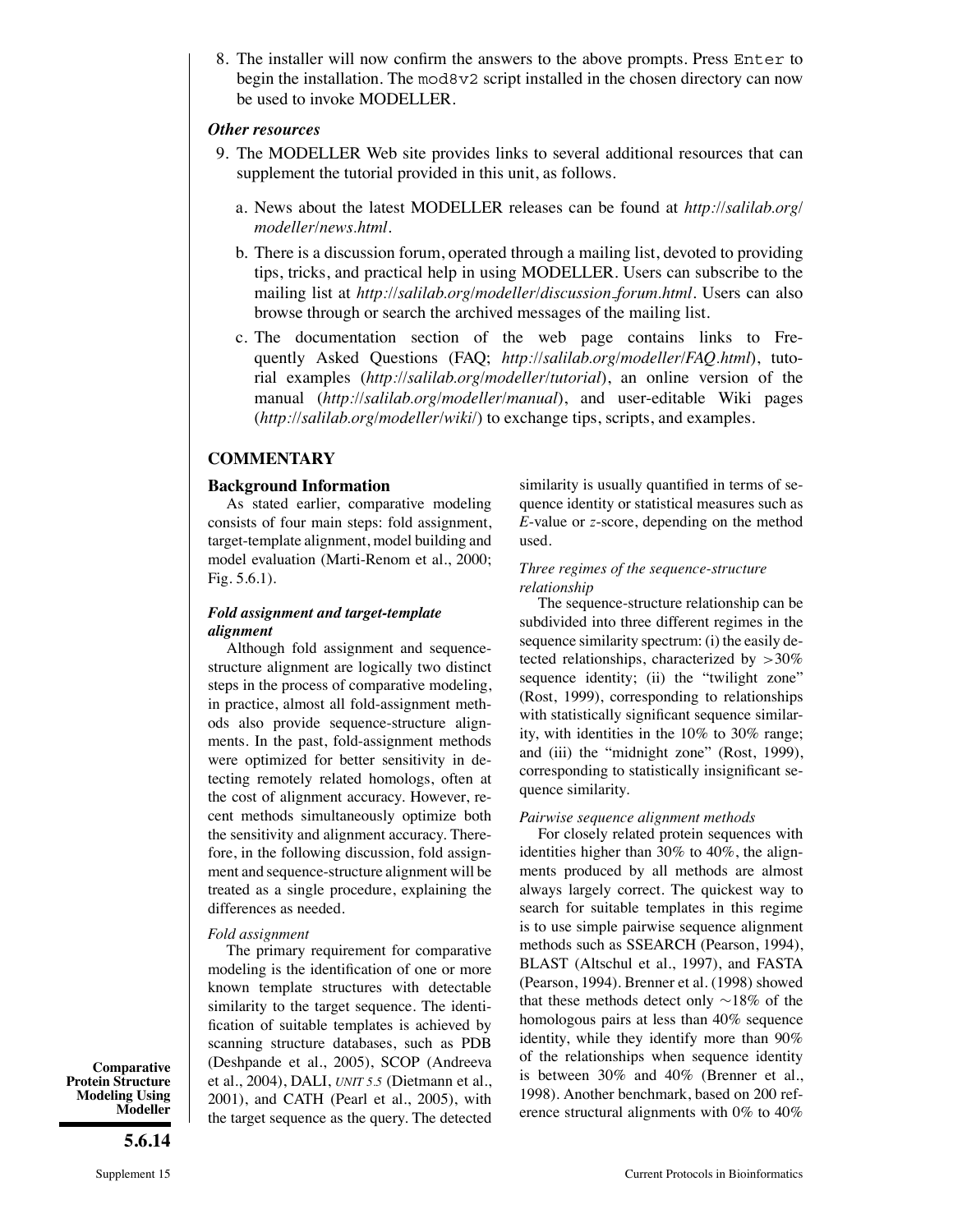8. The installer will now confirm the answers to the above prompts. Press `Enter` to begin the installation. The `mod8v2` script installed in the chosen directory can now be used to invoke MODELLER.

*Other resources*

9. The MODELLER Web site provides links to several additional resources that can supplement the tutorial provided in this unit, as follows.

   a. News about the latest MODELLER releases can be found at *http://salilab.org/modeller/news.html*.

   b. There is a discussion forum, operated through a mailing list, devoted to providing tips, tricks, and practical help in using MODELLER. Users can subscribe to the mailing list at *http://salilab.org/modeller/discussion_forum.html*. Users can also browse through or search the archived messages of the mailing list.

   c. The documentation section of the web page contains links to Frequently Asked Questions (FAQ; *http://salilab.org/modeller/FAQ.html*), tutorial examples (*http://salilab.org/modeller/tutorial*), an online version of the manual (*http://salilab.org/modeller/manual*), and user-editable Wiki pages (*http://salilab.org/modeller/wiki/*) to exchange tips, scripts, and examples.

## COMMENTARY

### Background Information

As stated earlier, comparative modeling consists of four main steps: fold assignment, target-template alignment, model building and model evaluation (Marti-Renom et al., 2000; Fig. 5.6.1).

#### *Fold assignment and target-template alignment*

Although fold assignment and sequence-structure alignment are logically two distinct steps in the process of comparative modeling, in practice, almost all fold-assignment methods also provide sequence-structure alignments. In the past, fold-assignment methods were optimized for better sensitivity in detecting remotely related homologs, often at the cost of alignment accuracy. However, recent methods simultaneously optimize both the sensitivity and alignment accuracy. Therefore, in the following discussion, fold assignment and sequence-structure alignment will be treated as a single procedure, explaining the differences as needed.

*Fold assignment*

The primary requirement for comparative modeling is the identification of one or more known template structures with detectable similarity to the target sequence. The identification of suitable templates is achieved by scanning structure databases, such as PDB (Deshpande et al., 2005), SCOP (Andreeva et al., 2004), DALI, *UNIT 5.5* (Dietmann et al., 2001), and CATH (Pearl et al., 2005), with the target sequence as the query. The detected similarity is usually quantified in terms of sequence identity or statistical measures such as *E*-value or *z*-score, depending on the method used.

*Three regimes of the sequence-structure relationship*

The sequence-structure relationship can be subdivided into three different regimes in the sequence similarity spectrum: (i) the easily detected relationships, characterized by >30% sequence identity; (ii) the "twilight zone" (Rost, 1999), corresponding to relationships with statistically significant sequence similarity, with identities in the 10% to 30% range; and (iii) the "midnight zone" (Rost, 1999), corresponding to statistically insignificant sequence similarity.

*Pairwise sequence alignment methods*

For closely related protein sequences with identities higher than 30% to 40%, the alignments produced by all methods are almost always largely correct. The quickest way to search for suitable templates in this regime is to use simple pairwise sequence alignment methods such as SSEARCH (Pearson, 1994), BLAST (Altschul et al., 1997), and FASTA (Pearson, 1994). Brenner et al. (1998) showed that these methods detect only ~18% of the homologous pairs at less than 40% sequence identity, while they identify more than 90% of the relationships when sequence identity is between 30% and 40% (Brenner et al., 1998). Another benchmark, based on 200 reference structural alignments with 0% to 40%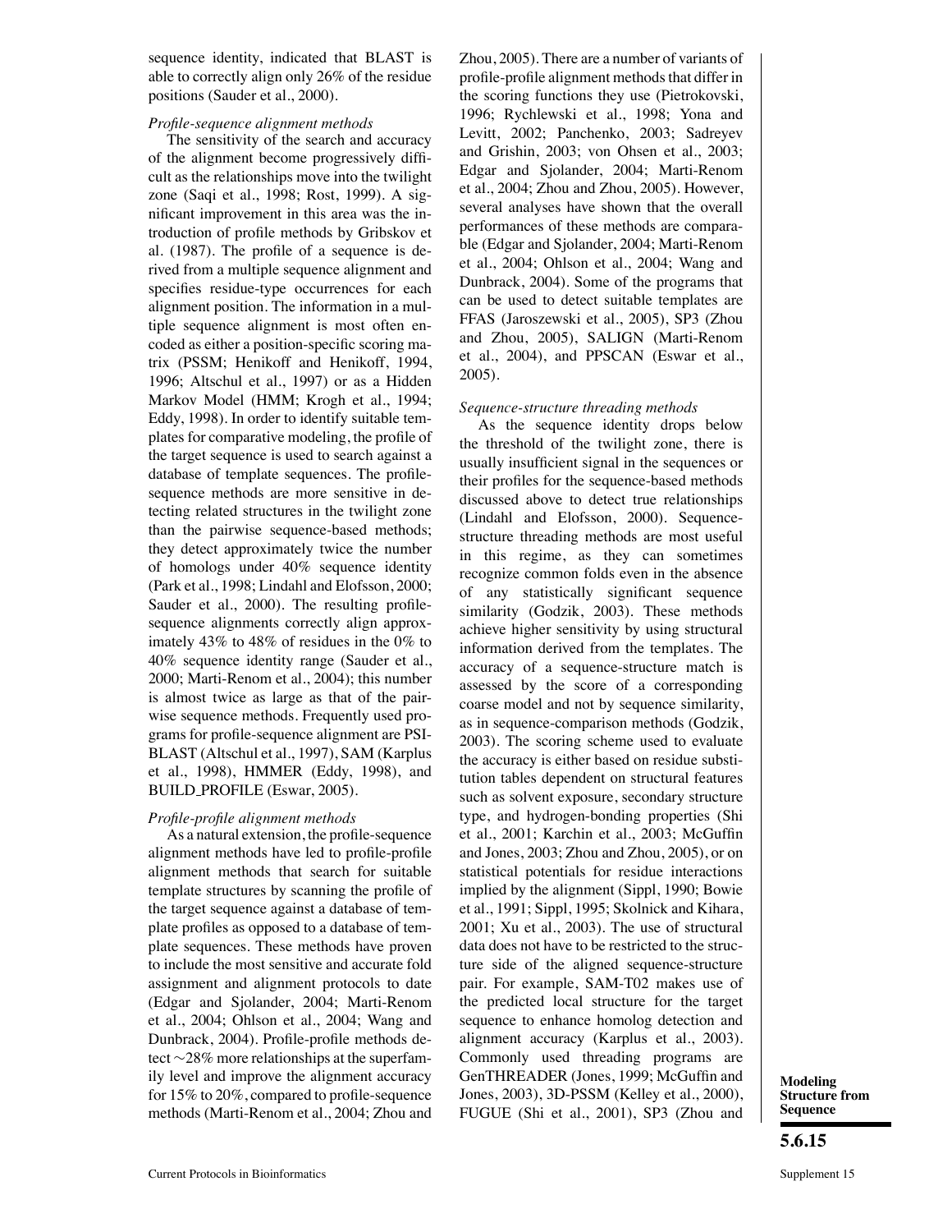sequence identity, indicated that BLAST is able to correctly align only 26% of the residue positions (Sauder et al., 2000).

*Profile-sequence alignment methods*

The sensitivity of the search and accuracy of the alignment become progressively difficult as the relationships move into the twilight zone (Saqi et al., 1998; Rost, 1999). A significant improvement in this area was the introduction of profile methods by Gribskov et al. (1987). The profile of a sequence is derived from a multiple sequence alignment and specifies residue-type occurrences for each alignment position. The information in a multiple sequence alignment is most often encoded as either a position-specific scoring matrix (PSSM; Henikoff and Henikoff, 1994, 1996; Altschul et al., 1997) or as a Hidden Markov Model (HMM; Krogh et al., 1994; Eddy, 1998). In order to identify suitable templates for comparative modeling, the profile of the target sequence is used to search against a database of template sequences. The profile-sequence methods are more sensitive in detecting related structures in the twilight zone than the pairwise sequence-based methods; they detect approximately twice the number of homologs under 40% sequence identity (Park et al., 1998; Lindahl and Elofsson, 2000; Sauder et al., 2000). The resulting profile-sequence alignments correctly align approximately 43% to 48% of residues in the 0% to 40% sequence identity range (Sauder et al., 2000; Marti-Renom et al., 2004); this number is almost twice as large as that of the pairwise sequence methods. Frequently used programs for profile-sequence alignment are PSI-BLAST (Altschul et al., 1997), SAM (Karplus et al., 1998), HMMER (Eddy, 1998), and BUILD_PROFILE (Eswar, 2005).

*Profile-profile alignment methods*

As a natural extension, the profile-sequence alignment methods have led to profile-profile alignment methods that search for suitable template structures by scanning the profile of the target sequence against a database of template profiles as opposed to a database of template sequences. These methods have proven to include the most sensitive and accurate fold assignment and alignment protocols to date (Edgar and Sjolander, 2004; Marti-Renom et al., 2004; Ohlson et al., 2004; Wang and Dunbrack, 2004). Profile-profile methods detect ~28% more relationships at the superfamily level and improve the alignment accuracy for 15% to 20%, compared to profile-sequence methods (Marti-Renom et al., 2004; Zhou and Zhou, 2005). There are a number of variants of profile-profile alignment methods that differ in the scoring functions they use (Pietrokovski, 1996; Rychlewski et al., 1998; Yona and Levitt, 2002; Panchenko, 2003; Sadreyev and Grishin, 2003; von Ohsen et al., 2003; Edgar and Sjolander, 2004; Marti-Renom et al., 2004; Zhou and Zhou, 2005). However, several analyses have shown that the overall performances of these methods are comparable (Edgar and Sjolander, 2004; Marti-Renom et al., 2004; Ohlson et al., 2004; Wang and Dunbrack, 2004). Some of the programs that can be used to detect suitable templates are FFAS (Jaroszewski et al., 2005), SP3 (Zhou and Zhou, 2005), SALIGN (Marti-Renom et al., 2004), and PPSCAN (Eswar et al., 2005).

*Sequence-structure threading methods*

As the sequence identity drops below the threshold of the twilight zone, there is usually insufficient signal in the sequences or their profiles for the sequence-based methods discussed above to detect true relationships (Lindahl and Elofsson, 2000). Sequence-structure threading methods are most useful in this regime, as they can sometimes recognize common folds even in the absence of any statistically significant sequence similarity (Godzik, 2003). These methods achieve higher sensitivity by using structural information derived from the templates. The accuracy of a sequence-structure match is assessed by the score of a corresponding coarse model and not by sequence similarity, as in sequence-comparison methods (Godzik, 2003). The scoring scheme used to evaluate the accuracy is either based on residue substitution tables dependent on structural features such as solvent exposure, secondary structure type, and hydrogen-bonding properties (Shi et al., 2001; Karchin et al., 2003; McGuffin and Jones, 2003; Zhou and Zhou, 2005), or on statistical potentials for residue interactions implied by the alignment (Sippl, 1990; Bowie et al., 1991; Sippl, 1995; Skolnick and Kihara, 2001; Xu et al., 2003). The use of structural data does not have to be restricted to the structure side of the aligned sequence-structure pair. For example, SAM-T02 makes use of the predicted local structure for the target sequence to enhance homolog detection and alignment accuracy (Karplus et al., 2003). Commonly used threading programs are GenTHREADER (Jones, 1999; McGuffin and Jones, 2003), 3D-PSSM (Kelley et al., 2000), FUGUE (Shi et al., 2001), SP3 (Zhou and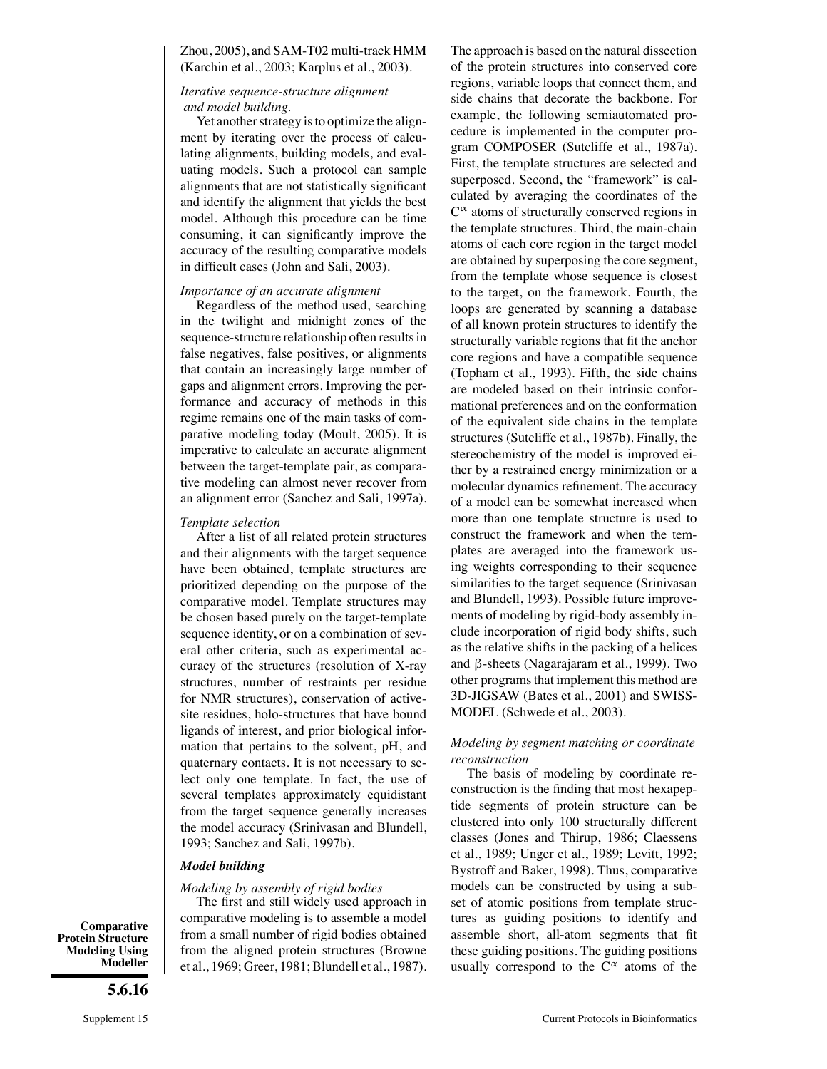Zhou, 2005), and SAM-T02 multi-track HMM (Karchin et al., 2003; Karplus et al., 2003).

*Iterative sequence-structure alignment and model building.*

Yet another strategy is to optimize the alignment by iterating over the process of calculating alignments, building models, and evaluating models. Such a protocol can sample alignments that are not statistically significant and identify the alignment that yields the best model. Although this procedure can be time consuming, it can significantly improve the accuracy of the resulting comparative models in difficult cases (John and Sali, 2003).

*Importance of an accurate alignment*

Regardless of the method used, searching in the twilight and midnight zones of the sequence-structure relationship often results in false negatives, false positives, or alignments that contain an increasingly large number of gaps and alignment errors. Improving the performance and accuracy of methods in this regime remains one of the main tasks of comparative modeling today (Moult, 2005). It is imperative to calculate an accurate alignment between the target-template pair, as comparative modeling can almost never recover from an alignment error (Sanchez and Sali, 1997a).

*Template selection*

After a list of all related protein structures and their alignments with the target sequence have been obtained, template structures are prioritized depending on the purpose of the comparative model. Template structures may be chosen based purely on the target-template sequence identity, or on a combination of several other criteria, such as experimental accuracy of the structures (resolution of X-ray structures, number of restraints per residue for NMR structures), conservation of active-site residues, holo-structures that have bound ligands of interest, and prior biological information that pertains to the solvent, pH, and quaternary contacts. It is not necessary to select only one template. In fact, the use of several templates approximately equidistant from the target sequence generally increases the model accuracy (Srinivasan and Blundell, 1993; Sanchez and Sali, 1997b).

***Model building***

*Modeling by assembly of rigid bodies*

The first and still widely used approach in comparative modeling is to assemble a model from a small number of rigid bodies obtained from the aligned protein structures (Browne et al., 1969; Greer, 1981; Blundell et al., 1987). The approach is based on the natural dissection of the protein structures into conserved core regions, variable loops that connect them, and side chains that decorate the backbone. For example, the following semiautomated procedure is implemented in the computer program COMPOSER (Sutcliffe et al., 1987a). First, the template structures are selected and superposed. Second, the "framework" is calculated by averaging the coordinates of the $C^{\alpha}$ atoms of structurally conserved regions in the template structures. Third, the main-chain atoms of each core region in the target model are obtained by superposing the core segment, from the template whose sequence is closest to the target, on the framework. Fourth, the loops are generated by scanning a database of all known protein structures to identify the structurally variable regions that fit the anchor core regions and have a compatible sequence (Topham et al., 1993). Fifth, the side chains are modeled based on their intrinsic conformational preferences and on the conformation of the equivalent side chains in the template structures (Sutcliffe et al., 1987b). Finally, the stereochemistry of the model is improved either by a restrained energy minimization or a molecular dynamics refinement. The accuracy of a model can be somewhat increased when more than one template structure is used to construct the framework and when the templates are averaged into the framework using weights corresponding to their sequence similarities to the target sequence (Srinivasan and Blundell, 1993). Possible future improvements of modeling by rigid-body assembly include incorporation of rigid body shifts, such as the relative shifts in the packing of a helices and β-sheets (Nagarajaram et al., 1999). Two other programs that implement this method are 3D-JIGSAW (Bates et al., 2001) and SWISS-MODEL (Schwede et al., 2003).

*Modeling by segment matching or coordinate reconstruction*

The basis of modeling by coordinate reconstruction is the finding that most hexapeptide segments of protein structure can be clustered into only 100 structurally different classes (Jones and Thirup, 1986; Claessens et al., 1989; Unger et al., 1989; Levitt, 1992; Bystroff and Baker, 1998). Thus, comparative models can be constructed by using a subset of atomic positions from template structures as guiding positions to identify and assemble short, all-atom segments that fit these guiding positions. The guiding positions usually correspond to the $C^{\alpha}$ atoms of the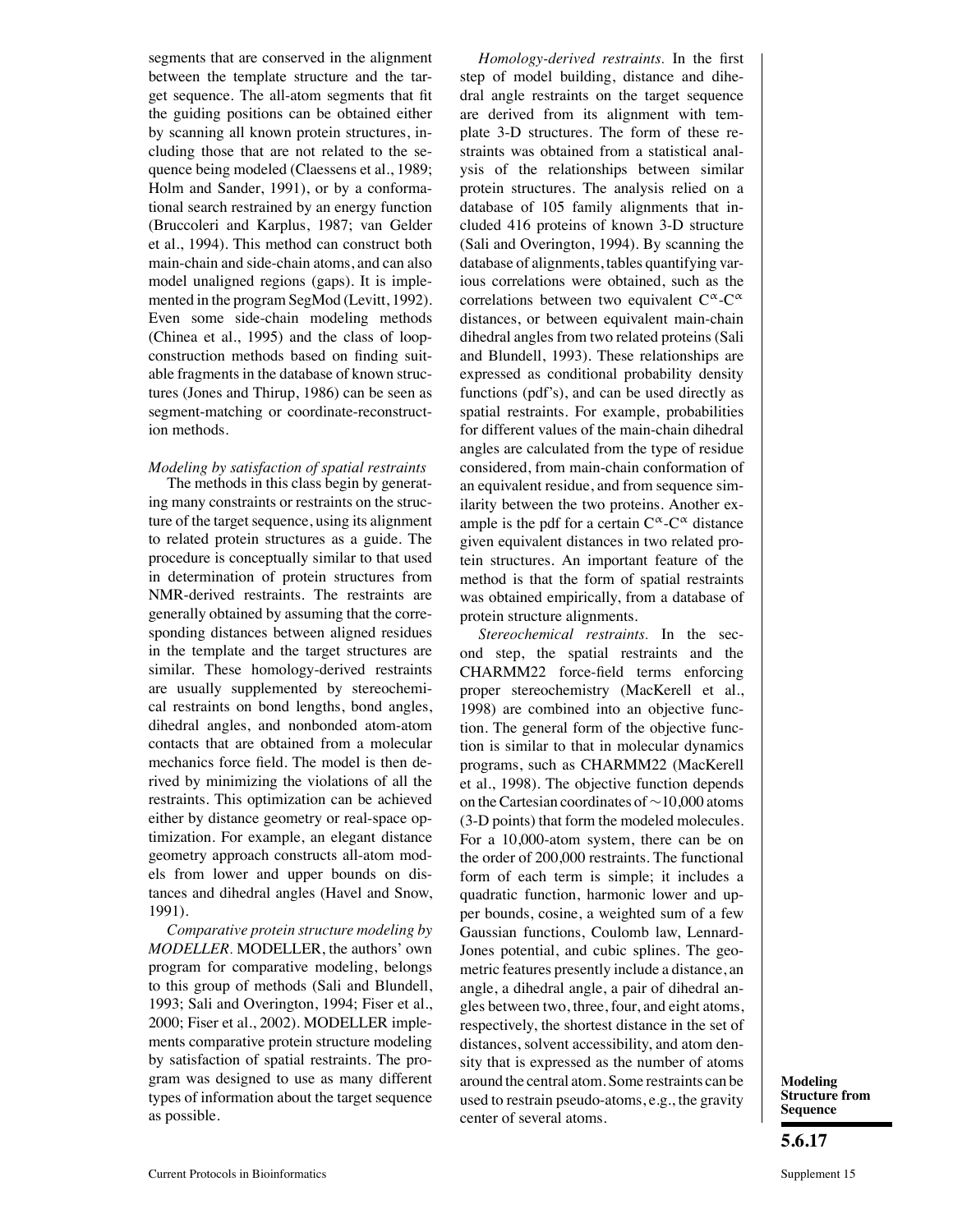segments that are conserved in the alignment between the template structure and the target sequence. The all-atom segments that fit the guiding positions can be obtained either by scanning all known protein structures, including those that are not related to the sequence being modeled (Claessens et al., 1989; Holm and Sander, 1991), or by a conformational search restrained by an energy function (Bruccoleri and Karplus, 1987; van Gelder et al., 1994). This method can construct both main-chain and side-chain atoms, and can also model unaligned regions (gaps). It is implemented in the program SegMod (Levitt, 1992). Even some side-chain modeling methods (Chinea et al., 1995) and the class of loop-construction methods based on finding suitable fragments in the database of known structures (Jones and Thirup, 1986) can be seen as segment-matching or coordinate-reconstruction methods.

*Modeling by satisfaction of spatial restraints*

The methods in this class begin by generating many constraints or restraints on the structure of the target sequence, using its alignment to related protein structures as a guide. The procedure is conceptually similar to that used in determination of protein structures from NMR-derived restraints. The restraints are generally obtained by assuming that the corresponding distances between aligned residues in the template and the target structures are similar. These homology-derived restraints are usually supplemented by stereochemical restraints on bond lengths, bond angles, dihedral angles, and nonbonded atom-atom contacts that are obtained from a molecular mechanics force field. The model is then derived by minimizing the violations of all the restraints. This optimization can be achieved either by distance geometry or real-space optimization. For example, an elegant distance geometry approach constructs all-atom models from lower and upper bounds on distances and dihedral angles (Havel and Snow, 1991).

*Comparative protein structure modeling by MODELLER.* MODELLER, the authors' own program for comparative modeling, belongs to this group of methods (Sali and Blundell, 1993; Sali and Overington, 1994; Fiser et al., 2000; Fiser et al., 2002). MODELLER implements comparative protein structure modeling by satisfaction of spatial restraints. The program was designed to use as many different types of information about the target sequence as possible.

*Homology-derived restraints.* In the first step of model building, distance and dihedral angle restraints on the target sequence are derived from its alignment with template 3-D structures. The form of these restraints was obtained from a statistical analysis of the relationships between similar protein structures. The analysis relied on a database of 105 family alignments that included 416 proteins of known 3-D structure (Sali and Overington, 1994). By scanning the database of alignments, tables quantifying various correlations were obtained, such as the correlations between two equivalent $C^{\alpha}$-$C^{\alpha}$ distances, or between equivalent main-chain dihedral angles from two related proteins (Sali and Blundell, 1993). These relationships are expressed as conditional probability density functions (pdf's), and can be used directly as spatial restraints. For example, probabilities for different values of the main-chain dihedral angles are calculated from the type of residue considered, from main-chain conformation of an equivalent residue, and from sequence similarity between the two proteins. Another example is the pdf for a certain $C^{\alpha}$-$C^{\alpha}$ distance given equivalent distances in two related protein structures. An important feature of the method is that the form of spatial restraints was obtained empirically, from a database of protein structure alignments.

*Stereochemical restraints.* In the second step, the spatial restraints and the CHARMM22 force-field terms enforcing proper stereochemistry (MacKerell et al., 1998) are combined into an objective function. The general form of the objective function is similar to that in molecular dynamics programs, such as CHARMM22 (MacKerell et al., 1998). The objective function depends on the Cartesian coordinates of ~10,000 atoms (3-D points) that form the modeled molecules. For a 10,000-atom system, there can be on the order of 200,000 restraints. The functional form of each term is simple; it includes a quadratic function, harmonic lower and upper bounds, cosine, a weighted sum of a few Gaussian functions, Coulomb law, Lennard-Jones potential, and cubic splines. The geometric features presently include a distance, an angle, a dihedral angle, a pair of dihedral angles between two, three, four, and eight atoms, respectively, the shortest distance in the set of distances, solvent accessibility, and atom density that is expressed as the number of atoms around the central atom. Some restraints can be used to restrain pseudo-atoms, e.g., the gravity center of several atoms.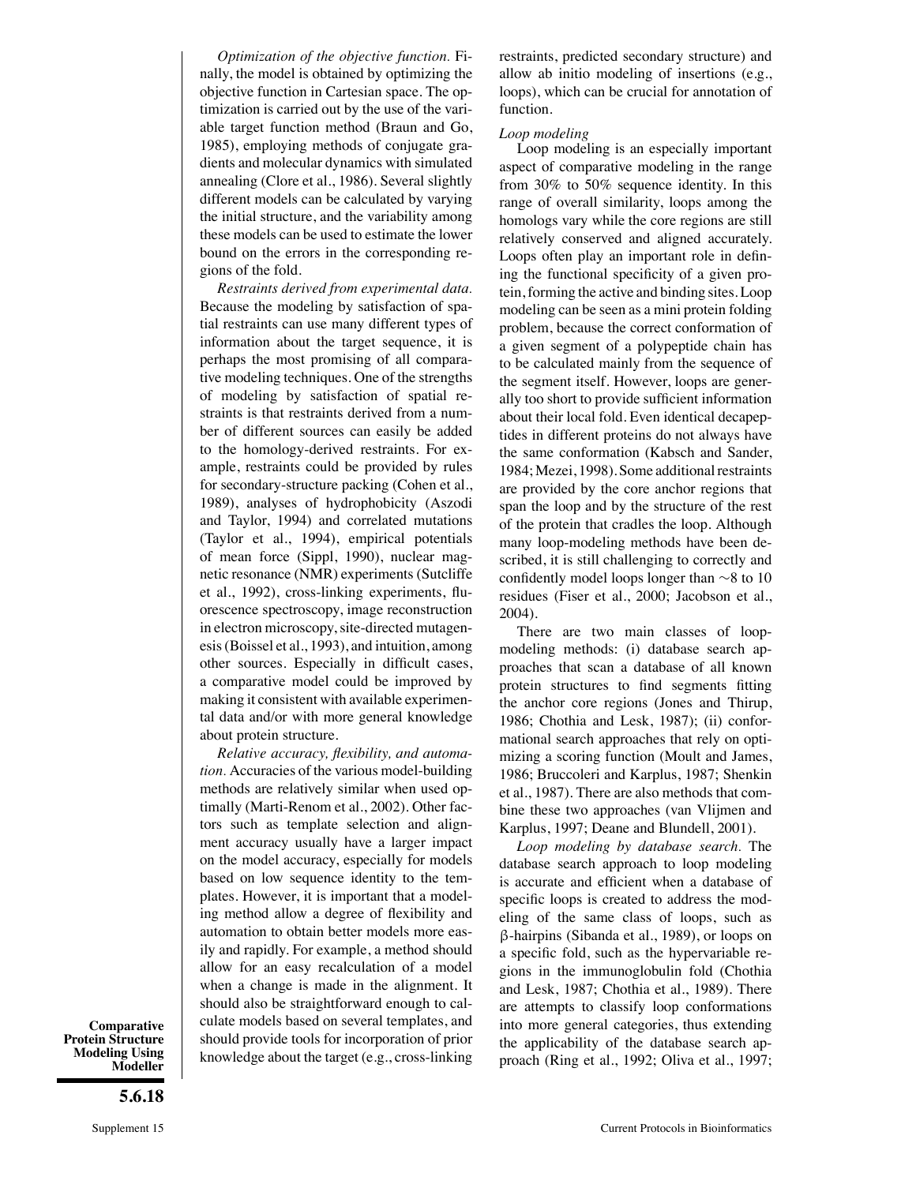*Optimization of the objective function.* Finally, the model is obtained by optimizing the objective function in Cartesian space. The optimization is carried out by the use of the variable target function method (Braun and Go, 1985), employing methods of conjugate gradients and molecular dynamics with simulated annealing (Clore et al., 1986). Several slightly different models can be calculated by varying the initial structure, and the variability among these models can be used to estimate the lower bound on the errors in the corresponding regions of the fold.

*Restraints derived from experimental data.* Because the modeling by satisfaction of spatial restraints can use many different types of information about the target sequence, it is perhaps the most promising of all comparative modeling techniques. One of the strengths of modeling by satisfaction of spatial restraints is that restraints derived from a number of different sources can easily be added to the homology-derived restraints. For example, restraints could be provided by rules for secondary-structure packing (Cohen et al., 1989), analyses of hydrophobicity (Aszodi and Taylor, 1994) and correlated mutations (Taylor et al., 1994), empirical potentials of mean force (Sippl, 1990), nuclear magnetic resonance (NMR) experiments (Sutcliffe et al., 1992), cross-linking experiments, fluorescence spectroscopy, image reconstruction in electron microscopy, site-directed mutagenesis (Boissel et al., 1993), and intuition, among other sources. Especially in difficult cases, a comparative model could be improved by making it consistent with available experimental data and/or with more general knowledge about protein structure.

*Relative accuracy, flexibility, and automation.* Accuracies of the various model-building methods are relatively similar when used optimally (Marti-Renom et al., 2002). Other factors such as template selection and alignment accuracy usually have a larger impact on the model accuracy, especially for models based on low sequence identity to the templates. However, it is important that a modeling method allow a degree of flexibility and automation to obtain better models more easily and rapidly. For example, a method should allow for an easy recalculation of a model when a change is made in the alignment. It should also be straightforward enough to calculate models based on several templates, and should provide tools for incorporation of prior knowledge about the target (e.g., cross-linking restraints, predicted secondary structure) and allow ab initio modeling of insertions (e.g., loops), which can be crucial for annotation of function.

*Loop modeling*

Loop modeling is an especially important aspect of comparative modeling in the range from 30% to 50% sequence identity. In this range of overall similarity, loops among the homologs vary while the core regions are still relatively conserved and aligned accurately. Loops often play an important role in defining the functional specificity of a given protein, forming the active and binding sites. Loop modeling can be seen as a mini protein folding problem, because the correct conformation of a given segment of a polypeptide chain has to be calculated mainly from the sequence of the segment itself. However, loops are generally too short to provide sufficient information about their local fold. Even identical decapeptides in different proteins do not always have the same conformation (Kabsch and Sander, 1984; Mezei, 1998). Some additional restraints are provided by the core anchor regions that span the loop and by the structure of the rest of the protein that cradles the loop. Although many loop-modeling methods have been described, it is still challenging to correctly and confidently model loops longer than ~8 to 10 residues (Fiser et al., 2000; Jacobson et al., 2004).

There are two main classes of loop-modeling methods: (i) database search approaches that scan a database of all known protein structures to find segments fitting the anchor core regions (Jones and Thirup, 1986; Chothia and Lesk, 1987); (ii) conformational search approaches that rely on optimizing a scoring function (Moult and James, 1986; Bruccoleri and Karplus, 1987; Shenkin et al., 1987). There are also methods that combine these two approaches (van Vlijmen and Karplus, 1997; Deane and Blundell, 2001).

*Loop modeling by database search.* The database search approach to loop modeling is accurate and efficient when a database of specific loops is created to address the modeling of the same class of loops, such as β-hairpins (Sibanda et al., 1989), or loops on a specific fold, such as the hypervariable regions in the immunoglobulin fold (Chothia and Lesk, 1987; Chothia et al., 1989). There are attempts to classify loop conformations into more general categories, thus extending the applicability of the database search approach (Ring et al., 1992; Oliva et al., 1997;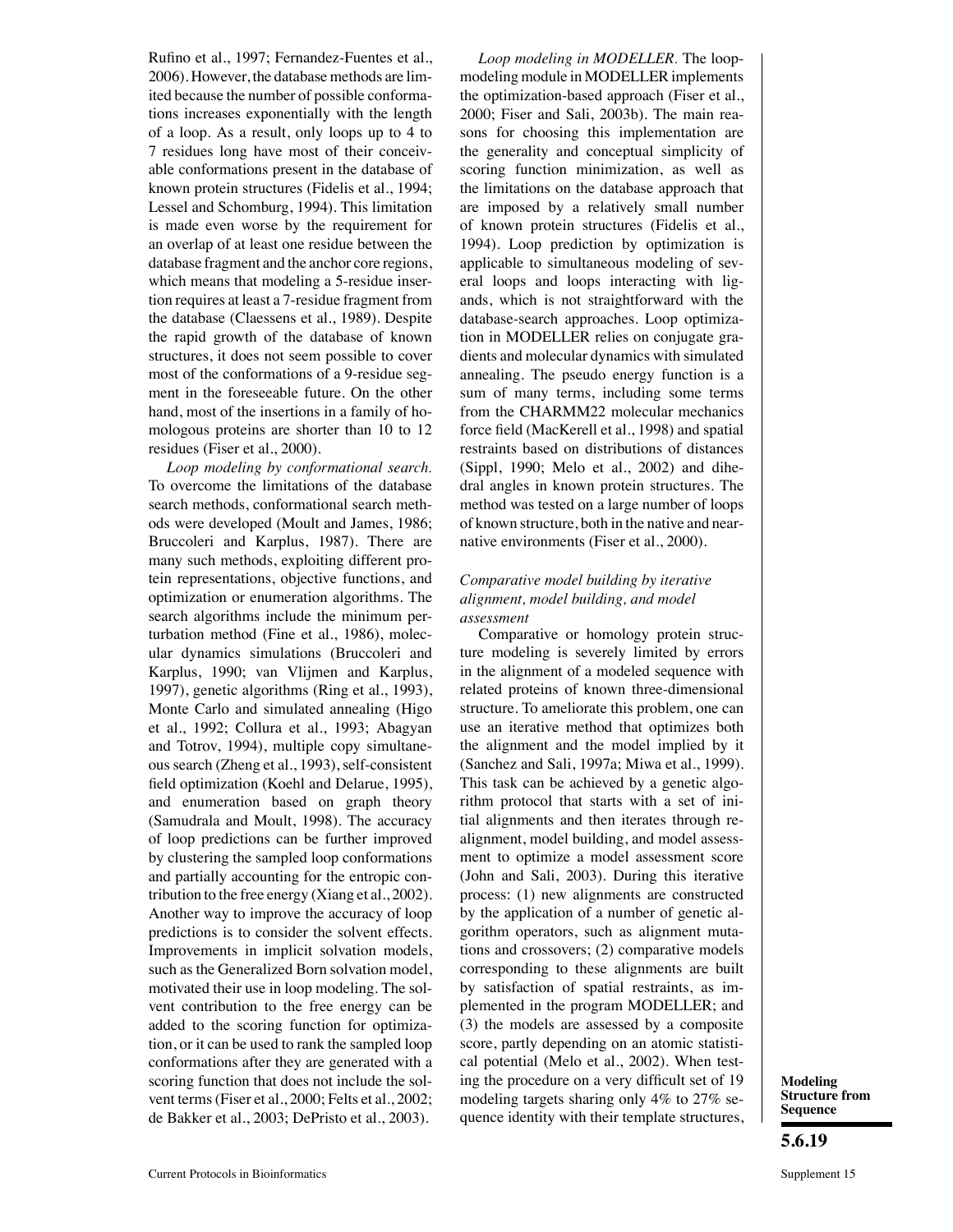Rufino et al., 1997; Fernandez-Fuentes et al., 2006). However, the database methods are limited because the number of possible conformations increases exponentially with the length of a loop. As a result, only loops up to 4 to 7 residues long have most of their conceivable conformations present in the database of known protein structures (Fidelis et al., 1994; Lessel and Schomburg, 1994). This limitation is made even worse by the requirement for an overlap of at least one residue between the database fragment and the anchor core regions, which means that modeling a 5-residue insertion requires at least a 7-residue fragment from the database (Claessens et al., 1989). Despite the rapid growth of the database of known structures, it does not seem possible to cover most of the conformations of a 9-residue segment in the foreseeable future. On the other hand, most of the insertions in a family of homologous proteins are shorter than 10 to 12 residues (Fiser et al., 2000).

*Loop modeling by conformational search.* To overcome the limitations of the database search methods, conformational search methods were developed (Moult and James, 1986; Bruccoleri and Karplus, 1987). There are many such methods, exploiting different protein representations, objective functions, and optimization or enumeration algorithms. The search algorithms include the minimum perturbation method (Fine et al., 1986), molecular dynamics simulations (Bruccoleri and Karplus, 1990; van Vlijmen and Karplus, 1997), genetic algorithms (Ring et al., 1993), Monte Carlo and simulated annealing (Higo et al., 1992; Collura et al., 1993; Abagyan and Totrov, 1994), multiple copy simultaneous search (Zheng et al., 1993), self-consistent field optimization (Koehl and Delarue, 1995), and enumeration based on graph theory (Samudrala and Moult, 1998). The accuracy of loop predictions can be further improved by clustering the sampled loop conformations and partially accounting for the entropic contribution to the free energy (Xiang et al., 2002). Another way to improve the accuracy of loop predictions is to consider the solvent effects. Improvements in implicit solvation models, such as the Generalized Born solvation model, motivated their use in loop modeling. The solvent contribution to the free energy can be added to the scoring function for optimization, or it can be used to rank the sampled loop conformations after they are generated with a scoring function that does not include the solvent terms (Fiser et al., 2000; Felts et al., 2002; de Bakker et al., 2003; DePristo et al., 2003).

*Loop modeling in MODELLER.* The loop-modeling module in MODELLER implements the optimization-based approach (Fiser et al., 2000; Fiser and Sali, 2003b). The main reasons for choosing this implementation are the generality and conceptual simplicity of scoring function minimization, as well as the limitations on the database approach that are imposed by a relatively small number of known protein structures (Fidelis et al., 1994). Loop prediction by optimization is applicable to simultaneous modeling of several loops and loops interacting with ligands, which is not straightforward with the database-search approaches. Loop optimization in MODELLER relies on conjugate gradients and molecular dynamics with simulated annealing. The pseudo energy function is a sum of many terms, including some terms from the CHARMM22 molecular mechanics force field (MacKerell et al., 1998) and spatial restraints based on distributions of distances (Sippl, 1990; Melo et al., 2002) and dihedral angles in known protein structures. The method was tested on a large number of loops of known structure, both in the native and near-native environments (Fiser et al., 2000).

### *Comparative model building by iterative alignment, model building, and model assessment*

Comparative or homology protein structure modeling is severely limited by errors in the alignment of a modeled sequence with related proteins of known three-dimensional structure. To ameliorate this problem, one can use an iterative method that optimizes both the alignment and the model implied by it (Sanchez and Sali, 1997a; Miwa et al., 1999). This task can be achieved by a genetic algorithm protocol that starts with a set of initial alignments and then iterates through re-alignment, model building, and model assessment to optimize a model assessment score (John and Sali, 2003). During this iterative process: (1) new alignments are constructed by the application of a number of genetic algorithm operators, such as alignment mutations and crossovers; (2) comparative models corresponding to these alignments are built by satisfaction of spatial restraints, as implemented in the program MODELLER; and (3) the models are assessed by a composite score, partly depending on an atomic statistical potential (Melo et al., 2002). When testing the procedure on a very difficult set of 19 modeling targets sharing only 4% to 27% sequence identity with their template structures,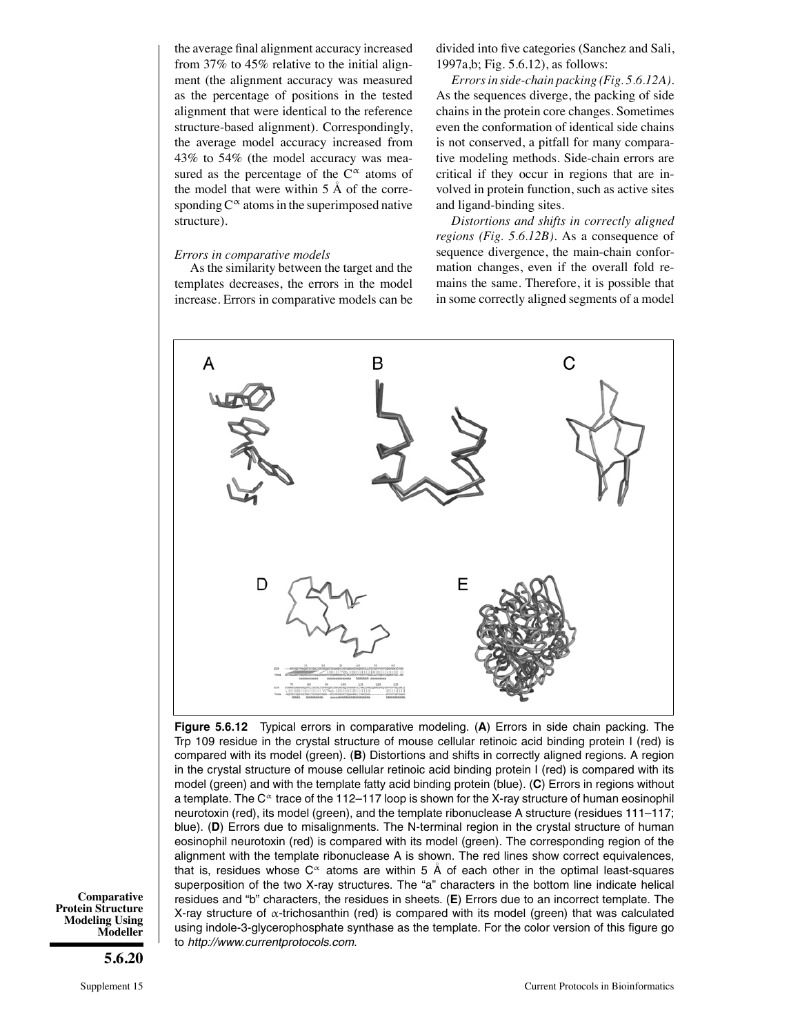the average final alignment accuracy increased from 37% to 45% relative to the initial alignment (the alignment accuracy was measured as the percentage of positions in the tested alignment that were identical to the reference structure-based alignment). Correspondingly, the average model accuracy increased from 43% to 54% (the model accuracy was measured as the percentage of the $C^{\alpha}$ atoms of the model that were within 5 Å of the corresponding $C^{\alpha}$ atoms in the superimposed native structure).

*Errors in comparative models*

As the similarity between the target and the templates decreases, the errors in the model increase. Errors in comparative models can be divided into five categories (Sanchez and Sali, 1997a,b; Fig. 5.6.12), as follows:

*Errors in side-chain packing (Fig. 5.6.12A).* As the sequences diverge, the packing of side chains in the protein core changes. Sometimes even the conformation of identical side chains is not conserved, a pitfall for many comparative modeling methods. Side-chain errors are critical if they occur in regions that are involved in protein function, such as active sites and ligand-binding sites.

*Distortions and shifts in correctly aligned regions (Fig. 5.6.12B).* As a consequence of sequence divergence, the main-chain conformation changes, even if the overall fold remains the same. Therefore, it is possible that in some correctly aligned segments of a model

**Figure 5.6.12** Typical errors in comparative modeling. (**A**) Errors in side chain packing. The Trp 109 residue in the crystal structure of mouse cellular retinoic acid binding protein I (red) is compared with its model (green). (**B**) Distortions and shifts in correctly aligned regions. A region in the crystal structure of mouse cellular retinoic acid binding protein I (red) is compared with its model (green) and with the template fatty acid binding protein (blue). (**C**) Errors in regions without a template. The $C^{\alpha}$ trace of the 112–117 loop is shown for the X-ray structure of human eosinophil neurotoxin (red), its model (green), and the template ribonuclease A structure (residues 111–117; blue). (**D**) Errors due to misalignments. The N-terminal region in the crystal structure of human eosinophil neurotoxin (red) is compared with its model (green). The corresponding region of the alignment with the template ribonuclease A is shown. The red lines show correct equivalences, that is, residues whose $C^{\alpha}$ atoms are within 5 Å of each other in the optimal least-squares superposition of the two X-ray structures. The "a" characters in the bottom line indicate helical residues and "b" characters, the residues in sheets. (**E**) Errors due to an incorrect template. The X-ray structure of α-trichosanthin (red) is compared with its model (green) that was calculated using indole-3-glycerophosphate synthase as the template. For the color version of this figure go to *http://www.currentprotocols.com*.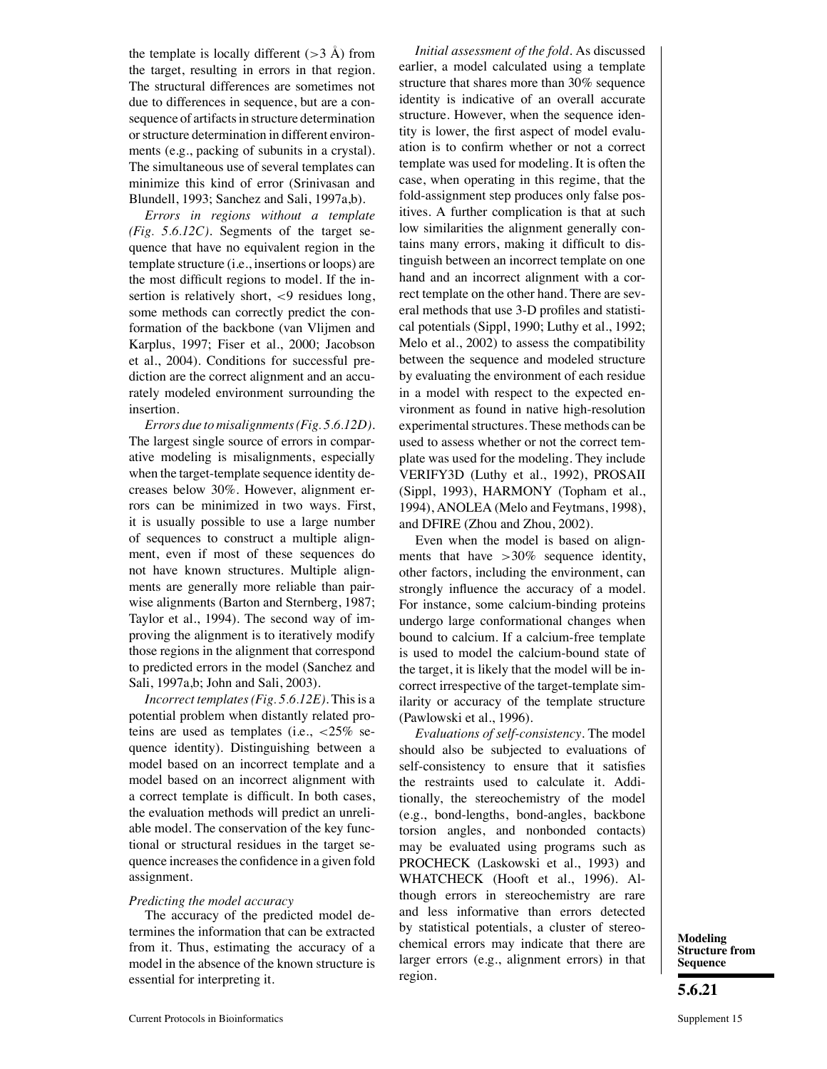the template is locally different (>3 Å) from the target, resulting in errors in that region. The structural differences are sometimes not due to differences in sequence, but are a consequence of artifacts in structure determination or structure determination in different environments (e.g., packing of subunits in a crystal). The simultaneous use of several templates can minimize this kind of error (Srinivasan and Blundell, 1993; Sanchez and Sali, 1997a,b).

*Errors in regions without a template (Fig. 5.6.12C).* Segments of the target sequence that have no equivalent region in the template structure (i.e., insertions or loops) are the most difficult regions to model. If the insertion is relatively short, <9 residues long, some methods can correctly predict the conformation of the backbone (van Vlijmen and Karplus, 1997; Fiser et al., 2000; Jacobson et al., 2004). Conditions for successful prediction are the correct alignment and an accurately modeled environment surrounding the insertion.

*Errors due to misalignments (Fig. 5.6.12D).* The largest single source of errors in comparative modeling is misalignments, especially when the target-template sequence identity decreases below 30%. However, alignment errors can be minimized in two ways. First, it is usually possible to use a large number of sequences to construct a multiple alignment, even if most of these sequences do not have known structures. Multiple alignments are generally more reliable than pairwise alignments (Barton and Sternberg, 1987; Taylor et al., 1994). The second way of improving the alignment is to iteratively modify those regions in the alignment that correspond to predicted errors in the model (Sanchez and Sali, 1997a,b; John and Sali, 2003).

*Incorrect templates (Fig. 5.6.12E).* This is a potential problem when distantly related proteins are used as templates (i.e., <25% sequence identity). Distinguishing between a model based on an incorrect template and a model based on an incorrect alignment with a correct template is difficult. In both cases, the evaluation methods will predict an unreliable model. The conservation of the key functional or structural residues in the target sequence increases the confidence in a given fold assignment.

*Predicting the model accuracy*

The accuracy of the predicted model determines the information that can be extracted from it. Thus, estimating the accuracy of a model in the absence of the known structure is essential for interpreting it.

*Initial assessment of the fold.* As discussed earlier, a model calculated using a template structure that shares more than 30% sequence identity is indicative of an overall accurate structure. However, when the sequence identity is lower, the first aspect of model evaluation is to confirm whether or not a correct template was used for modeling. It is often the case, when operating in this regime, that the fold-assignment step produces only false positives. A further complication is that at such low similarities the alignment generally contains many errors, making it difficult to distinguish between an incorrect template on one hand and an incorrect alignment with a correct template on the other hand. There are several methods that use 3-D profiles and statistical potentials (Sippl, 1990; Luthy et al., 1992; Melo et al., 2002) to assess the compatibility between the sequence and modeled structure by evaluating the environment of each residue in a model with respect to the expected environment as found in native high-resolution experimental structures. These methods can be used to assess whether or not the correct template was used for the modeling. They include VERIFY3D (Luthy et al., 1992), PROSAII (Sippl, 1993), HARMONY (Topham et al., 1994), ANOLEA (Melo and Feytmans, 1998), and DFIRE (Zhou and Zhou, 2002).

Even when the model is based on alignments that have >30% sequence identity, other factors, including the environment, can strongly influence the accuracy of a model. For instance, some calcium-binding proteins undergo large conformational changes when bound to calcium. If a calcium-free template is used to model the calcium-bound state of the target, it is likely that the model will be incorrect irrespective of the target-template similarity or accuracy of the template structure (Pawlowski et al., 1996).

*Evaluations of self-consistency.* The model should also be subjected to evaluations of self-consistency to ensure that it satisfies the restraints used to calculate it. Additionally, the stereochemistry of the model (e.g., bond-lengths, bond-angles, backbone torsion angles, and nonbonded contacts) may be evaluated using programs such as PROCHECK (Laskowski et al., 1993) and WHATCHECK (Hooft et al., 1996). Although errors in stereochemistry are rare and less informative than errors detected by statistical potentials, a cluster of stereochemical errors may indicate that there are larger errors (e.g., alignment errors) in that region.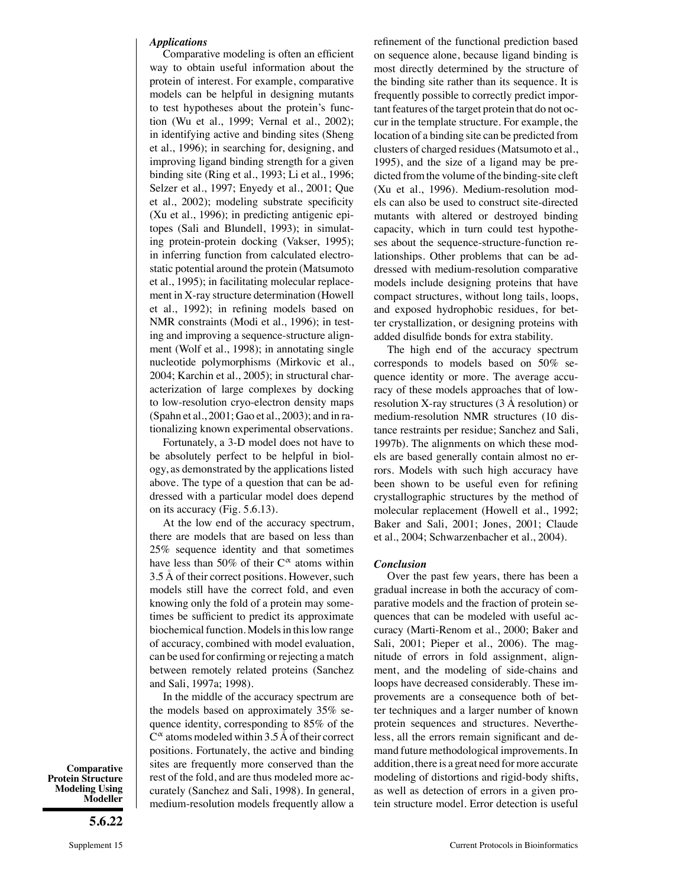### *Applications*

Comparative modeling is often an efficient way to obtain useful information about the protein of interest. For example, comparative models can be helpful in designing mutants to test hypotheses about the protein's function (Wu et al., 1999; Vernal et al., 2002); in identifying active and binding sites (Sheng et al., 1996); in searching for, designing, and improving ligand binding strength for a given binding site (Ring et al., 1993; Li et al., 1996; Selzer et al., 1997; Enyedy et al., 2001; Que et al., 2002); modeling substrate specificity (Xu et al., 1996); in predicting antigenic epitopes (Sali and Blundell, 1993); in simulating protein-protein docking (Vakser, 1995); in inferring function from calculated electrostatic potential around the protein (Matsumoto et al., 1995); in facilitating molecular replacement in X-ray structure determination (Howell et al., 1992); in refining models based on NMR constraints (Modi et al., 1996); in testing and improving a sequence-structure alignment (Wolf et al., 1998); in annotating single nucleotide polymorphisms (Mirkovic et al., 2004; Karchin et al., 2005); in structural characterization of large complexes by docking to low-resolution cryo-electron density maps (Spahn et al., 2001; Gao et al., 2003); and in rationalizing known experimental observations.

Fortunately, a 3-D model does not have to be absolutely perfect to be helpful in biology, as demonstrated by the applications listed above. The type of a question that can be addressed with a particular model does depend on its accuracy (Fig. 5.6.13).

At the low end of the accuracy spectrum, there are models that are based on less than 25% sequence identity and that sometimes have less than 50% of their $C^{\alpha}$ atoms within 3.5 Å of their correct positions. However, such models still have the correct fold, and even knowing only the fold of a protein may sometimes be sufficient to predict its approximate biochemical function. Models in this low range of accuracy, combined with model evaluation, can be used for confirming or rejecting a match between remotely related proteins (Sanchez and Sali, 1997a; 1998).

In the middle of the accuracy spectrum are the models based on approximately 35% sequence identity, corresponding to 85% of the $C^{\alpha}$ atoms modeled within 3.5 Å of their correct positions. Fortunately, the active and binding sites are frequently more conserved than the rest of the fold, and are thus modeled more accurately (Sanchez and Sali, 1998). In general, medium-resolution models frequently allow a refinement of the functional prediction based on sequence alone, because ligand binding is most directly determined by the structure of the binding site rather than its sequence. It is frequently possible to correctly predict important features of the target protein that do not occur in the template structure. For example, the location of a binding site can be predicted from clusters of charged residues (Matsumoto et al., 1995), and the size of a ligand may be predicted from the volume of the binding-site cleft (Xu et al., 1996). Medium-resolution models can also be used to construct site-directed mutants with altered or destroyed binding capacity, which in turn could test hypotheses about the sequence-structure-function relationships. Other problems that can be addressed with medium-resolution comparative models include designing proteins that have compact structures, without long tails, loops, and exposed hydrophobic residues, for better crystallization, or designing proteins with added disulfide bonds for extra stability.

The high end of the accuracy spectrum corresponds to models based on 50% sequence identity or more. The average accuracy of these models approaches that of low-resolution X-ray structures (3 Å resolution) or medium-resolution NMR structures (10 distance restraints per residue; Sanchez and Sali, 1997b). The alignments on which these models are based generally contain almost no errors. Models with such high accuracy have been shown to be useful even for refining crystallographic structures by the method of molecular replacement (Howell et al., 1992; Baker and Sali, 2001; Jones, 2001; Claude et al., 2004; Schwarzenbacher et al., 2004).

### *Conclusion*

Over the past few years, there has been a gradual increase in both the accuracy of comparative models and the fraction of protein sequences that can be modeled with useful accuracy (Marti-Renom et al., 2000; Baker and Sali, 2001; Pieper et al., 2006). The magnitude of errors in fold assignment, alignment, and the modeling of side-chains and loops have decreased considerably. These improvements are a consequence both of better techniques and a larger number of known protein sequences and structures. Nevertheless, all the errors remain significant and demand future methodological improvements. In addition, there is a great need for more accurate modeling of distortions and rigid-body shifts, as well as detection of errors in a given protein structure model. Error detection is useful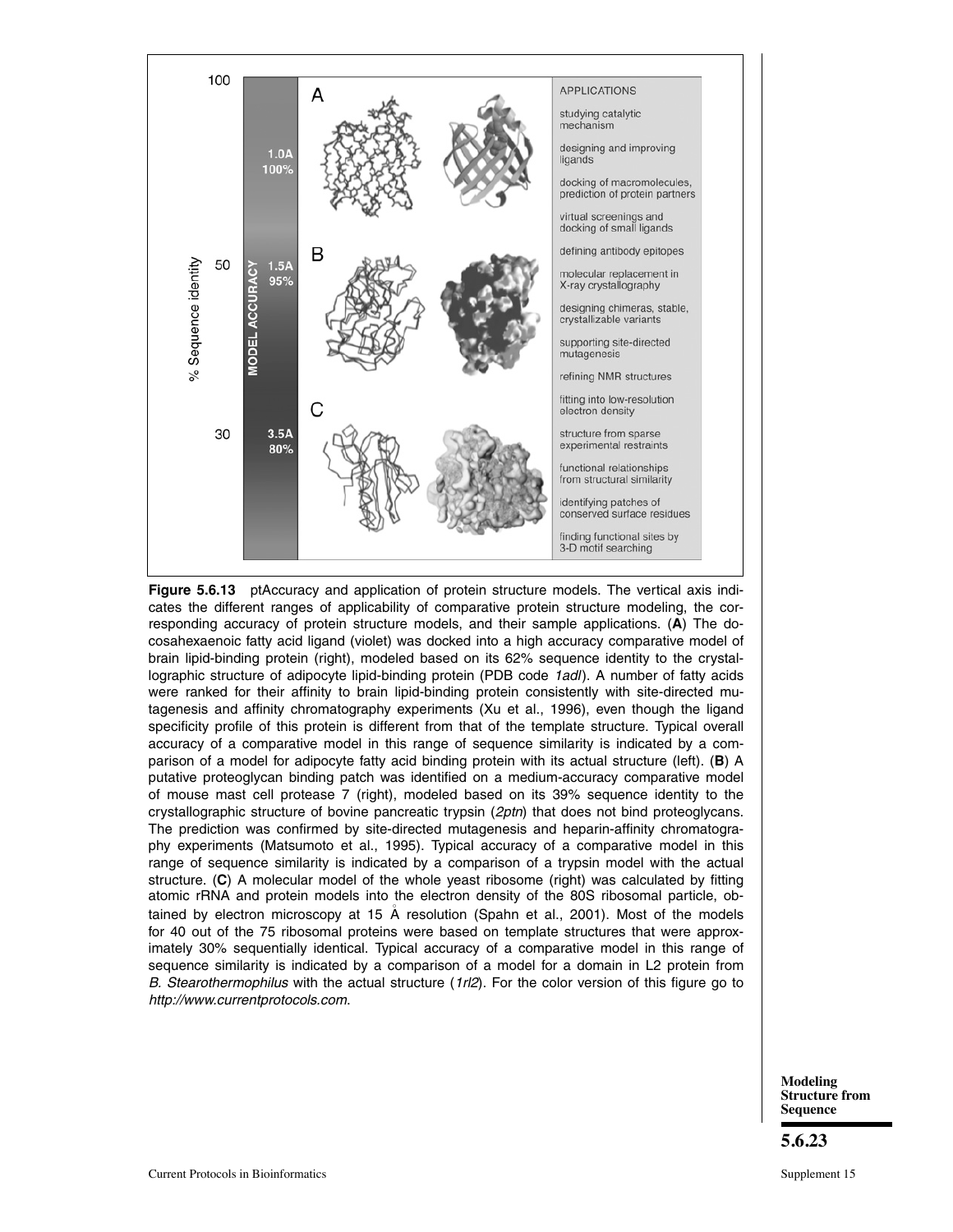**Figure 5.6.13** ptAccuracy and application of protein structure models. The vertical axis indicates the different ranges of applicability of comparative protein structure modeling, the corresponding accuracy of protein structure models, and their sample applications. (**A**) The docosahexaenoic fatty acid ligand (violet) was docked into a high accuracy comparative model of brain lipid-binding protein (right), modeled based on its 62% sequence identity to the crystallographic structure of adipocyte lipid-binding protein (PDB code *1adl*). A number of fatty acids were ranked for their affinity to brain lipid-binding protein consistently with site-directed mutagenesis and affinity chromatography experiments (Xu et al., 1996), even though the ligand specificity profile of this protein is different from that of the template structure. Typical overall accuracy of a comparative model in this range of sequence similarity is indicated by a comparison of a model for adipocyte fatty acid binding protein with its actual structure (left). (**B**) A putative proteoglycan binding patch was identified on a medium-accuracy comparative model of mouse mast cell protease 7 (right), modeled based on its 39% sequence identity to the crystallographic structure of bovine pancreatic trypsin (*2ptn*) that does not bind proteoglycans. The prediction was confirmed by site-directed mutagenesis and heparin-affinity chromatography experiments (Matsumoto et al., 1995). Typical accuracy of a comparative model in this range of sequence similarity is indicated by a comparison of a trypsin model with the actual structure. (**C**) A molecular model of the whole yeast ribosome (right) was calculated by fitting atomic rRNA and protein models into the electron density of the 80S ribosomal particle, obtained by electron microscopy at 15 Å resolution (Spahn et al., 2001). Most of the models for 40 out of the 75 ribosomal proteins were based on template structures that were approximately 30% sequentially identical. Typical accuracy of a comparative model in this range of sequence similarity is indicated by a comparison of a model for a domain in L2 protein from *B. Stearothermophilus* with the actual structure (*1rl2*). For the color version of this figure go to *http://www.currentprotocols.com*.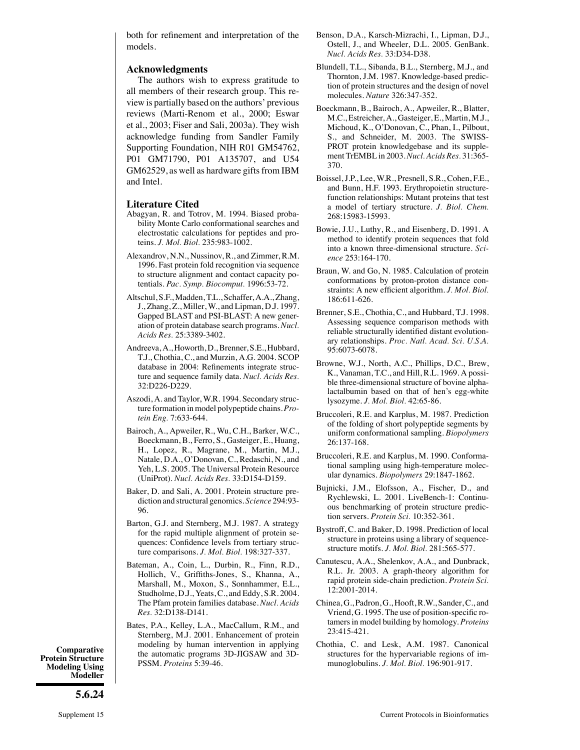both for refinement and interpretation of the models.

## Acknowledgments

The authors wish to express gratitude to all members of their research group. This review is partially based on the authors' previous reviews (Marti-Renom et al., 2000; Eswar et al., 2003; Fiser and Sali, 2003a). They wish acknowledge funding from Sandler Family Supporting Foundation, NIH R01 GM54762, P01 GM71790, P01 A135707, and U54 GM62529, as well as hardware gifts from IBM and Intel.

## Literature Cited

Abagyan, R. and Totrov, M. 1994. Biased probability Monte Carlo conformational searches and electrostatic calculations for peptides and proteins. *J. Mol. Biol.* 235:983-1002.

Alexandrov, N.N., Nussinov, R., and Zimmer, R.M. 1996. Fast protein fold recognition via sequence to structure alignment and contact capacity potentials. *Pac. Symp. Biocomput.* 1996:53-72.

Altschul, S.F., Madden, T.L., Schaffer, A.A., Zhang, J., Zhang, Z., Miller, W., and Lipman, D.J. 1997. Gapped BLAST and PSI-BLAST: A new generation of protein database search programs. *Nucl. Acids Res.* 25:3389-3402.

Andreeva, A., Howorth, D., Brenner, S.E., Hubbard, T.J., Chothia, C., and Murzin, A.G. 2004. SCOP database in 2004: Refinements integrate structure and sequence family data. *Nucl. Acids Res.* 32:D226-D229.

Aszodi, A. and Taylor, W.R. 1994. Secondary structure formation in model polypeptide chains. *Protein Eng.* 7:633-644.

Bairoch, A., Apweiler, R., Wu, C.H., Barker, W.C., Boeckmann, B., Ferro, S., Gasteiger, E., Huang, H., Lopez, R., Magrane, M., Martin, M.J., Natale, D.A., O'Donovan, C., Redaschi, N., and Yeh, L.S. 2005. The Universal Protein Resource (UniProt). *Nucl. Acids Res.* 33:D154-D159.

Baker, D. and Sali, A. 2001. Protein structure prediction and structural genomics. *Science* 294:93-96.

Barton, G.J. and Sternberg, M.J. 1987. A strategy for the rapid multiple alignment of protein sequences: Confidence levels from tertiary structure comparisons. *J. Mol. Biol.* 198:327-337.

Bateman, A., Coin, L., Durbin, R., Finn, R.D., Hollich, V., Griffiths-Jones, S., Khanna, A., Marshall, M., Moxon, S., Sonnhammer, E.L., Studholme, D.J., Yeats, C., and Eddy, S.R. 2004. The Pfam protein families database. *Nucl. Acids Res.* 32:D138-D141.

Bates, P.A., Kelley, L.A., MacCallum, R.M., and Sternberg, M.J. 2001. Enhancement of protein modeling by human intervention in applying the automatic programs 3D-JIGSAW and 3D-PSSM. *Proteins* 5:39-46.

Benson, D.A., Karsch-Mizrachi, I., Lipman, D.J., Ostell, J., and Wheeler, D.L. 2005. GenBank. *Nucl. Acids Res.* 33:D34-D38.

Blundell, T.L., Sibanda, B.L., Sternberg, M.J., and Thornton, J.M. 1987. Knowledge-based prediction of protein structures and the design of novel molecules. *Nature* 326:347-352.

Boeckmann, B., Bairoch, A., Apweiler, R., Blatter, M.C., Estreicher, A., Gasteiger, E., Martin, M.J., Michoud, K., O'Donovan, C., Phan, I., Pilbout, S., and Schneider, M. 2003. The SWISS-PROT protein knowledgebase and its supplement TrEMBL in 2003. *Nucl. Acids Res.* 31:365-370.

Boissel, J.P., Lee, W.R., Presnell, S.R., Cohen, F.E., and Bunn, H.F. 1993. Erythropoietin structure-function relationships: Mutant proteins that test a model of tertiary structure. *J. Biol. Chem.* 268:15983-15993.

Bowie, J.U., Luthy, R., and Eisenberg, D. 1991. A method to identify protein sequences that fold into a known three-dimensional structure. *Science* 253:164-170.

Braun, W. and Go, N. 1985. Calculation of protein conformations by proton-proton distance constraints: A new efficient algorithm. *J. Mol. Biol.* 186:611-626.

Brenner, S.E., Chothia, C., and Hubbard, T.J. 1998. Assessing sequence comparison methods with reliable structurally identified distant evolutionary relationships. *Proc. Natl. Acad. Sci. U.S.A.* 95:6073-6078.

Browne, W.J., North, A.C., Phillips, D.C., Brew, K., Vanaman, T.C., and Hill, R.L. 1969. A possible three-dimensional structure of bovine alpha-lactalbumin based on that of hen's egg-white lysozyme. *J. Mol. Biol.* 42:65-86.

Bruccoleri, R.E. and Karplus, M. 1987. Prediction of the folding of short polypeptide segments by uniform conformational sampling. *Biopolymers* 26:137-168.

Bruccoleri, R.E. and Karplus, M. 1990. Conformational sampling using high-temperature molecular dynamics. *Biopolymers* 29:1847-1862.

Bujnicki, J.M., Elofsson, A., Fischer, D., and Rychlewski, L. 2001. LiveBench-1: Continuous benchmarking of protein structure prediction servers. *Protein Sci.* 10:352-361.

Bystroff, C. and Baker, D. 1998. Prediction of local structure in proteins using a library of sequence-structure motifs. *J. Mol. Biol.* 281:565-577.

Canutescu, A.A., Shelenkov, A.A., and Dunbrack, R.L. Jr. 2003. A graph-theory algorithm for rapid protein side-chain prediction. *Protein Sci.* 12:2001-2014.

Chinea, G., Padron, G., Hooft, R.W., Sander, C., and Vriend, G. 1995. The use of position-specific rotamers in model building by homology. *Proteins* 23:415-421.

Chothia, C. and Lesk, A.M. 1987. Canonical structures for the hypervariable regions of immunoglobulins. *J. Mol. Biol.* 196:901-917.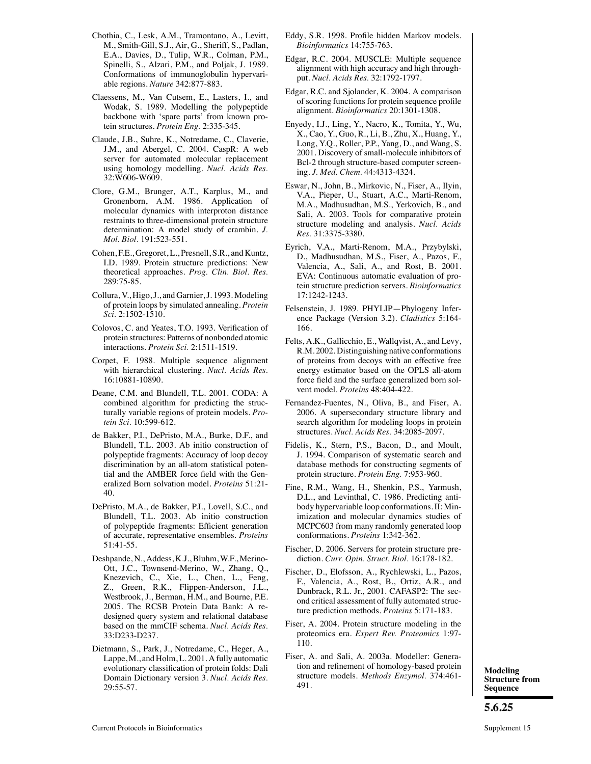Chothia, C., Lesk, A.M., Tramontano, A., Levitt, M., Smith-Gill, S.J., Air, G., Sheriff, S., Padlan, E.A., Davies, D., Tulip, W.R., Colman, P.M., Spinelli, S., Alzari, P.M., and Poljak, J. 1989. Conformations of immunoglobulin hypervariable regions. *Nature* 342:877-883.

Claessens, M., Van Cutsem, E., Lasters, I., and Wodak, S. 1989. Modelling the polypeptide backbone with 'spare parts' from known protein structures. *Protein Eng.* 2:335-345.

Claude, J.B., Suhre, K., Notredame, C., Claverie, J.M., and Abergel, C. 2004. CaspR: A web server for automated molecular replacement using homology modelling. *Nucl. Acids Res.* 32:W606-W609.

Clore, G.M., Brunger, A.T., Karplus, M., and Gronenborn, A.M. 1986. Application of molecular dynamics with interproton distance restraints to three-dimensional protein structure determination: A model study of crambin. *J. Mol. Biol.* 191:523-551.

Cohen, F.E., Gregoret, L., Presnell, S.R., and Kuntz, I.D. 1989. Protein structure predictions: New theoretical approaches. *Prog. Clin. Biol. Res.* 289:75-85.

Collura, V., Higo, J., and Garnier, J. 1993. Modeling of protein loops by simulated annealing. *Protein Sci.* 2:1502-1510.

Colovos, C. and Yeates, T.O. 1993. Verification of protein structures: Patterns of nonbonded atomic interactions. *Protein Sci.* 2:1511-1519.

Corpet, F. 1988. Multiple sequence alignment with hierarchical clustering. *Nucl. Acids Res.* 16:10881-10890.

Deane, C.M. and Blundell, T.L. 2001. CODA: A combined algorithm for predicting the structurally variable regions of protein models. *Protein Sci.* 10:599-612.

de Bakker, P.I., DePristo, M.A., Burke, D.F., and Blundell, T.L. 2003. Ab initio construction of polypeptide fragments: Accuracy of loop decoy discrimination by an all-atom statistical potential and the AMBER force field with the Generalized Born solvation model. *Proteins* 51:21-40.

DePristo, M.A., de Bakker, P.I., Lovell, S.C., and Blundell, T.L. 2003. Ab initio construction of polypeptide fragments: Efficient generation of accurate, representative ensembles. *Proteins* 51:41-55.

Deshpande, N., Addess, K.J., Bluhm, W.F., Merino-Ott, J.C., Townsend-Merino, W., Zhang, Q., Knezevich, C., Xie, L., Chen, L., Feng, Z., Green, R.K., Flippen-Anderson, J.L., Westbrook, J., Berman, H.M., and Bourne, P.E. 2005. The RCSB Protein Data Bank: A redesigned query system and relational database based on the mmCIF schema. *Nucl. Acids Res.* 33:D233-D237.

Dietmann, S., Park, J., Notredame, C., Heger, A., Lappe, M., and Holm, L. 2001. A fully automatic evolutionary classification of protein folds: Dali Domain Dictionary version 3. *Nucl. Acids Res.* 29:55-57.

Eddy, S.R. 1998. Profile hidden Markov models. *Bioinformatics* 14:755-763.

Edgar, R.C. 2004. MUSCLE: Multiple sequence alignment with high accuracy and high throughput. *Nucl. Acids Res.* 32:1792-1797.

Edgar, R.C. and Sjolander, K. 2004. A comparison of scoring functions for protein sequence profile alignment. *Bioinformatics* 20:1301-1308.

Enyedy, I.J., Ling, Y., Nacro, K., Tomita, Y., Wu, X., Cao, Y., Guo, R., Li, B., Zhu, X., Huang, Y., Long, Y.Q., Roller, P.P., Yang, D., and Wang, S. 2001. Discovery of small-molecule inhibitors of Bcl-2 through structure-based computer screening. *J. Med. Chem.* 44:4313-4324.

Eswar, N., John, B., Mirkovic, N., Fiser, A., Ilyin, V.A., Pieper, U., Stuart, A.C., Marti-Renom, M.A., Madhusudhan, M.S., Yerkovich, B., and Sali, A. 2003. Tools for comparative protein structure modeling and analysis. *Nucl. Acids Res.* 31:3375-3380.

Eyrich, V.A., Marti-Renom, M.A., Przybylski, D., Madhusudhan, M.S., Fiser, A., Pazos, F., Valencia, A., Sali, A., and Rost, B. 2001. EVA: Continuous automatic evaluation of protein structure prediction servers. *Bioinformatics* 17:1242-1243.

Felsenstein, J. 1989. PHYLIP—Phylogeny Inference Package (Version 3.2). *Cladistics* 5:164-166.

Felts, A.K., Gallicchio, E., Wallqvist, A., and Levy, R.M. 2002. Distinguishing native conformations of proteins from decoys with an effective free energy estimator based on the OPLS all-atom force field and the surface generalized born solvent model. *Proteins* 48:404-422.

Fernandez-Fuentes, N., Oliva, B., and Fiser, A. 2006. A supersecondary structure library and search algorithm for modeling loops in protein structures. *Nucl. Acids Res.* 34:2085-2097.

Fidelis, K., Stern, P.S., Bacon, D., and Moult, J. 1994. Comparison of systematic search and database methods for constructing segments of protein structure. *Protein Eng.* 7:953-960.

Fine, R.M., Wang, H., Shenkin, P.S., Yarmush, D.L., and Levinthal, C. 1986. Predicting antibody hypervariable loop conformations. II: Minimization and molecular dynamics studies of MCPC603 from many randomly generated loop conformations. *Proteins* 1:342-362.

Fischer, D. 2006. Servers for protein structure prediction. *Curr. Opin. Struct. Biol.* 16:178-182.

Fischer, D., Elofsson, A., Rychlewski, L., Pazos, F., Valencia, A., Rost, B., Ortiz, A.R., and Dunbrack, R.L. Jr., 2001. CAFASP2: The second critical assessment of fully automated structure prediction methods. *Proteins* 5:171-183.

Fiser, A. 2004. Protein structure modeling in the proteomics era. *Expert Rev. Proteomics* 1:97-110.

Fiser, A. and Sali, A. 2003a. Modeller: Generation and refinement of homology-based protein structure models. *Methods Enzymol.* 374:461-491.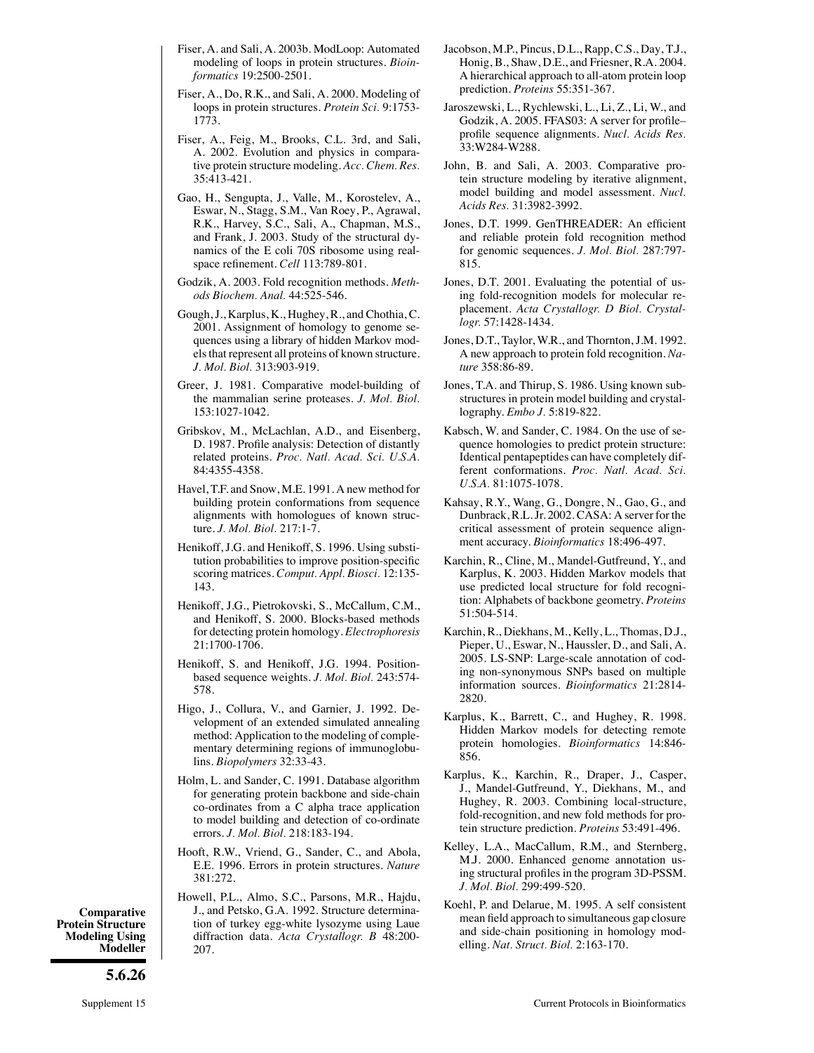Fiser, A. and Sali, A. 2003b. ModLoop: Automated modeling of loops in protein structures. *Bioinformatics* 19:2500-2501.

Fiser, A., Do, R.K., and Sali, A. 2000. Modeling of loops in protein structures. *Protein Sci.* 9:1753-1773.

Fiser, A., Feig, M., Brooks, C.L. 3rd, and Sali, A. 2002. Evolution and physics in comparative protein structure modeling. *Acc. Chem. Res.* 35:413-421.

Gao, H., Sengupta, J., Valle, M., Korostelev, A., Eswar, N., Stagg, S.M., Van Roey, P., Agrawal, R.K., Harvey, S.C., Sali, A., Chapman, M.S., and Frank, J. 2003. Study of the structural dynamics of the E coli 70S ribosome using real-space refinement. *Cell* 113:789-801.

Godzik, A. 2003. Fold recognition methods. *Methods Biochem. Anal.* 44:525-546.

Gough, J., Karplus, K., Hughey, R., and Chothia, C. 2001. Assignment of homology to genome sequences using a library of hidden Markov models that represent all proteins of known structure. *J. Mol. Biol.* 313:903-919.

Greer, J. 1981. Comparative model-building of the mammalian serine proteases. *J. Mol. Biol.* 153:1027-1042.

Gribskov, M., McLachlan, A.D., and Eisenberg, D. 1987. Profile analysis: Detection of distantly related proteins. *Proc. Natl. Acad. Sci. U.S.A.* 84:4355-4358.

Havel, T.F. and Snow, M.E. 1991. A new method for building protein conformations from sequence alignments with homologues of known structure. *J. Mol. Biol.* 217:1-7.

Henikoff, J.G. and Henikoff, S. 1996. Using substitution probabilities to improve position-specific scoring matrices. *Comput. Appl. Biosci.* 12:135-143.

Henikoff, J.G., Pietrokovski, S., McCallum, C.M., and Henikoff, S. 2000. Blocks-based methods for detecting protein homology. *Electrophoresis* 21:1700-1706.

Henikoff, S. and Henikoff, J.G. 1994. Position-based sequence weights. *J. Mol. Biol.* 243:574-578.

Higo, J., Collura, V., and Garnier, J. 1992. Development of an extended simulated annealing method: Application to the modeling of complementary determining regions of immunoglobulins. *Biopolymers* 32:33-43.

Holm, L. and Sander, C. 1991. Database algorithm for generating protein backbone and side-chain co-ordinates from a C alpha trace application to model building and detection of co-ordinate errors. *J. Mol. Biol.* 218:183-194.

Hooft, R.W., Vriend, G., Sander, C., and Abola, E.E. 1996. Errors in protein structures. *Nature* 381:272.

Howell, P.L., Almo, S.C., Parsons, M.R., Hajdu, J., and Petsko, G.A. 1992. Structure determination of turkey egg-white lysozyme using Laue diffraction data. *Acta Crystallogr. B* 48:200-207.

Jacobson, M.P., Pincus, D.L., Rapp, C.S., Day, T.J., Honig, B., Shaw, D.E., and Friesner, R.A. 2004. A hierarchical approach to all-atom protein loop prediction. *Proteins* 55:351-367.

Jaroszewski, L., Rychlewski, L., Li, Z., Li, W., and Godzik, A. 2005. FFAS03: A server for profile–profile sequence alignments. *Nucl. Acids Res.* 33:W284-W288.

John, B. and Sali, A. 2003. Comparative protein structure modeling by iterative alignment, model building and model assessment. *Nucl. Acids Res.* 31:3982-3992.

Jones, D.T. 1999. GenTHREADER: An efficient and reliable protein fold recognition method for genomic sequences. *J. Mol. Biol.* 287:797-815.

Jones, D.T. 2001. Evaluating the potential of using fold-recognition models for molecular replacement. *Acta Crystallogr. D Biol. Crystallogr.* 57:1428-1434.

Jones, D.T., Taylor, W.R., and Thornton, J.M. 1992. A new approach to protein fold recognition. *Nature* 358:86-89.

Jones, T.A. and Thirup, S. 1986. Using known substructures in protein model building and crystallography. *Embo J.* 5:819-822.

Kabsch, W. and Sander, C. 1984. On the use of sequence homologies to predict protein structure: Identical pentapeptides can have completely different conformations. *Proc. Natl. Acad. Sci. U.S.A.* 81:1075-1078.

Kahsay, R.Y., Wang, G., Dongre, N., Gao, G., and Dunbrack, R.L. Jr. 2002. CASA: A server for the critical assessment of protein sequence alignment accuracy. *Bioinformatics* 18:496-497.

Karchin, R., Cline, M., Mandel-Gutfreund, Y., and Karplus, K. 2003. Hidden Markov models that use predicted local structure for fold recognition: Alphabets of backbone geometry. *Proteins* 51:504-514.

Karchin, R., Diekhans, M., Kelly, L., Thomas, D.J., Pieper, U., Eswar, N., Haussler, D., and Sali, A. 2005. LS-SNP: Large-scale annotation of coding non-synonymous SNPs based on multiple information sources. *Bioinformatics* 21:2814-2820.

Karplus, K., Barrett, C., and Hughey, R. 1998. Hidden Markov models for detecting remote protein homologies. *Bioinformatics* 14:846-856.

Karplus, K., Karchin, R., Draper, J., Casper, J., Mandel-Gutfreund, Y., Diekhans, M., and Hughey, R. 2003. Combining local-structure, fold-recognition, and new fold methods for protein structure prediction. *Proteins* 53:491-496.

Kelley, L.A., MacCallum, R.M., and Sternberg, M.J. 2000. Enhanced genome annotation using structural profiles in the program 3D-PSSM. *J. Mol. Biol.* 299:499-520.

Koehl, P. and Delarue, M. 1995. A self consistent mean field approach to simultaneous gap closure and side-chain positioning in homology modelling. *Nat. Struct. Biol.* 2:163-170.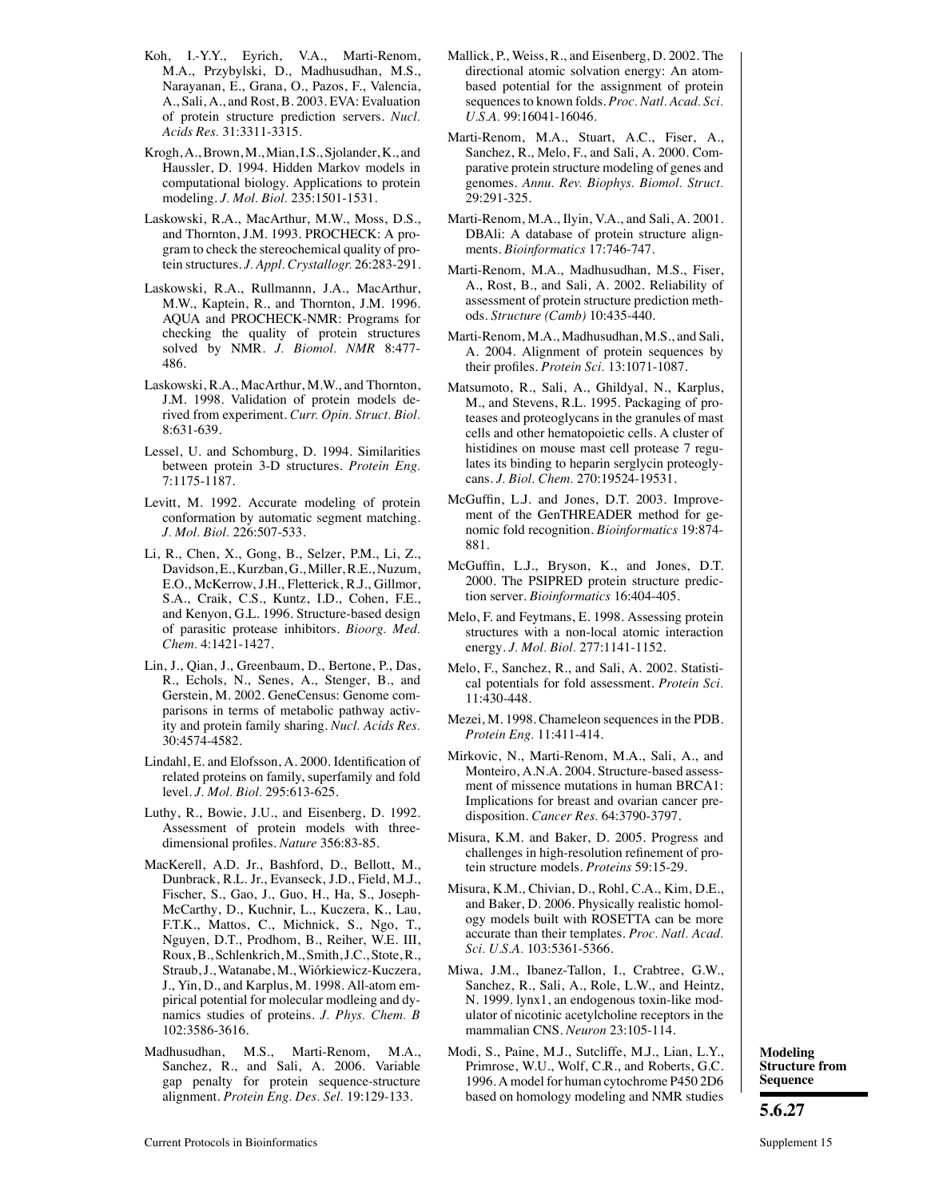Koh, I.-Y.Y., Eyrich, V.A., Marti-Renom, M.A., Przybylski, D., Madhusudhan, M.S., Narayanan, E., Grana, O., Pazos, F., Valencia, A., Sali, A., and Rost, B. 2003. EVA: Evaluation of protein structure prediction servers. *Nucl. Acids Res.* 31:3311-3315.

Krogh, A., Brown, M., Mian, I.S., Sjolander, K., and Haussler, D. 1994. Hidden Markov models in computational biology. Applications to protein modeling. *J. Mol. Biol.* 235:1501-1531.

Laskowski, R.A., MacArthur, M.W., Moss, D.S., and Thornton, J.M. 1993. PROCHECK: A program to check the stereochemical quality of protein structures. *J. Appl. Crystallogr.* 26:283-291.

Laskowski, R.A., Rullmannn, J.A., MacArthur, M.W., Kaptein, R., and Thornton, J.M. 1996. AQUA and PROCHECK-NMR: Programs for checking the quality of protein structures solved by NMR. *J. Biomol. NMR* 8:477-486.

Laskowski, R.A., MacArthur, M.W., and Thornton, J.M. 1998. Validation of protein models derived from experiment. *Curr. Opin. Struct. Biol.* 8:631-639.

Lessel, U. and Schomburg, D. 1994. Similarities between protein 3-D structures. *Protein Eng.* 7:1175-1187.

Levitt, M. 1992. Accurate modeling of protein conformation by automatic segment matching. *J. Mol. Biol.* 226:507-533.

Li, R., Chen, X., Gong, B., Selzer, P.M., Li, Z., Davidson, E., Kurzban, G., Miller, R.E., Nuzum, E.O., McKerrow, J.H., Fletterick, R.J., Gillmor, S.A., Craik, C.S., Kuntz, I.D., Cohen, F.E., and Kenyon, G.L. 1996. Structure-based design of parasitic protease inhibitors. *Bioorg. Med. Chem.* 4:1421-1427.

Lin, J., Qian, J., Greenbaum, D., Bertone, P., Das, R., Echols, N., Senes, A., Stenger, B., and Gerstein, M. 2002. GeneCensus: Genome comparisons in terms of metabolic pathway activity and protein family sharing. *Nucl. Acids Res.* 30:4574-4582.

Lindahl, E. and Elofsson, A. 2000. Identification of related proteins on family, superfamily and fold level. *J. Mol. Biol.* 295:613-625.

Luthy, R., Bowie, J.U., and Eisenberg, D. 1992. Assessment of protein models with three-dimensional profiles. *Nature* 356:83-85.

MacKerell, A.D. Jr., Bashford, D., Bellott, M., Dunbrack, R.L. Jr., Evanseck, J.D., Field, M.J., Fischer, S., Gao, J., Guo, H., Ha, S., Joseph-McCarthy, D., Kuchnir, L., Kuczera, K., Lau, F.T.K., Mattos, C., Michnick, S., Ngo, T., Nguyen, D.T., Prodhom, B., Reiher, W.E. III, Roux, B., Schlenkrich, M., Smith, J.C., Stote, R., Straub, J., Watanabe, M., Wiórkiewicz-Kuczera, J., Yin, D., and Karplus, M. 1998. All-atom empirical potential for molecular modleing and dynamics studies of proteins. *J. Phys. Chem. B* 102:3586-3616.

Madhusudhan, M.S., Marti-Renom, M.A., Sanchez, R., and Sali, A. 2006. Variable gap penalty for protein sequence-structure alignment. *Protein Eng. Des. Sel.* 19:129-133.

Mallick, P., Weiss, R., and Eisenberg, D. 2002. The directional atomic solvation energy: An atom-based potential for the assignment of protein sequences to known folds. *Proc. Natl. Acad. Sci. U.S.A.* 99:16041-16046.

Marti-Renom, M.A., Stuart, A.C., Fiser, A., Sanchez, R., Melo, F., and Sali, A. 2000. Comparative protein structure modeling of genes and genomes. *Annu. Rev. Biophys. Biomol. Struct.* 29:291-325.

Marti-Renom, M.A., Ilyin, V.A., and Sali, A. 2001. DBAli: A database of protein structure alignments. *Bioinformatics* 17:746-747.

Marti-Renom, M.A., Madhusudhan, M.S., Fiser, A., Rost, B., and Sali, A. 2002. Reliability of assessment of protein structure prediction methods. *Structure (Camb)* 10:435-440.

Marti-Renom, M.A., Madhusudhan, M.S., and Sali, A. 2004. Alignment of protein sequences by their profiles. *Protein Sci.* 13:1071-1087.

Matsumoto, R., Sali, A., Ghildyal, N., Karplus, M., and Stevens, R.L. 1995. Packaging of proteases and proteoglycans in the granules of mast cells and other hematopoietic cells. A cluster of histidines on mouse mast cell protease 7 regulates its binding to heparin serglycin proteoglycans. *J. Biol. Chem.* 270:19524-19531.

McGuffin, L.J. and Jones, D.T. 2003. Improvement of the GenTHREADER method for genomic fold recognition. *Bioinformatics* 19:874-881.

McGuffin, L.J., Bryson, K., and Jones, D.T. 2000. The PSIPRED protein structure prediction server. *Bioinformatics* 16:404-405.

Melo, F. and Feytmans, E. 1998. Assessing protein structures with a non-local atomic interaction energy. *J. Mol. Biol.* 277:1141-1152.

Melo, F., Sanchez, R., and Sali, A. 2002. Statistical potentials for fold assessment. *Protein Sci.* 11:430-448.

Mezei, M. 1998. Chameleon sequences in the PDB. *Protein Eng.* 11:411-414.

Mirkovic, N., Marti-Renom, M.A., Sali, A., and Monteiro, A.N.A. 2004. Structure-based assessment of missence mutations in human BRCA1: Implications for breast and ovarian cancer predisposition. *Cancer Res.* 64:3790-3797.

Misura, K.M. and Baker, D. 2005. Progress and challenges in high-resolution refinement of protein structure models. *Proteins* 59:15-29.

Misura, K.M., Chivian, D., Rohl, C.A., Kim, D.E., and Baker, D. 2006. Physically realistic homology models built with ROSETTA can be more accurate than their templates. *Proc. Natl. Acad. Sci. U.S.A.* 103:5361-5366.

Miwa, J.M., Ibanez-Tallon, I., Crabtree, G.W., Sanchez, R., Sali, A., Role, L.W., and Heintz, N. 1999. lynx1, an endogenous toxin-like modulator of nicotinic acetylcholine receptors in the mammalian CNS. *Neuron* 23:105-114.

Modi, S., Paine, M.J., Sutcliffe, M.J., Lian, L.Y., Primrose, W.U., Wolf, C.R., and Roberts, G.C. 1996. A model for human cytochrome P450 2D6 based on homology modeling and NMR studies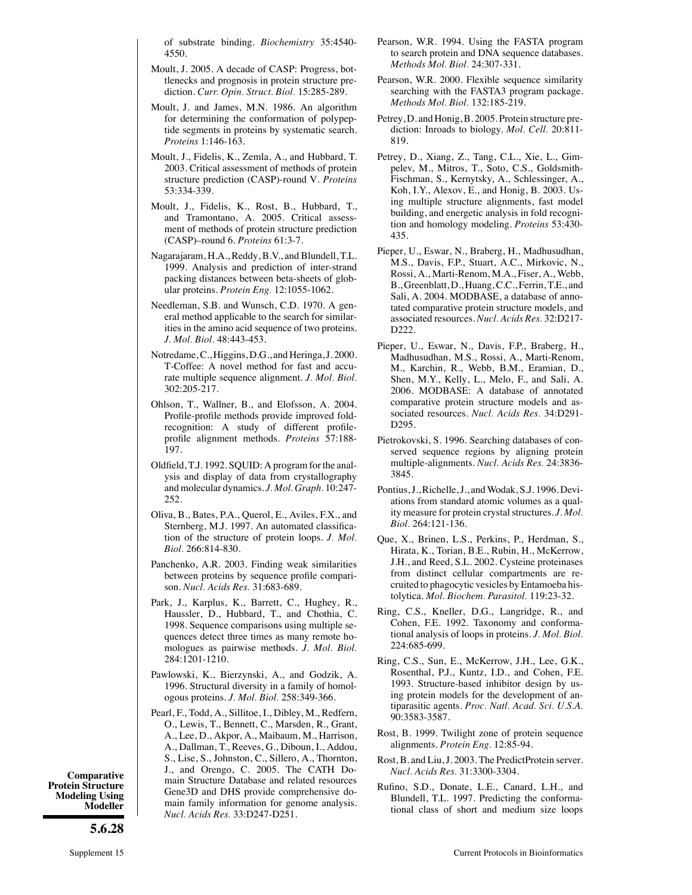of substrate binding. *Biochemistry* 35:4540-4550.

Moult, J. 2005. A decade of CASP: Progress, bottlenecks and prognosis in protein structure prediction. *Curr. Opin. Struct. Biol.* 15:285-289.

Moult, J. and James, M.N. 1986. An algorithm for determining the conformation of polypeptide segments in proteins by systematic search. *Proteins* 1:146-163.

Moult, J., Fidelis, K., Zemla, A., and Hubbard, T. 2003. Critical assessment of methods of protein structure prediction (CASP)-round V. *Proteins* 53:334-339.

Moult, J., Fidelis, K., Rost, B., Hubbard, T., and Tramontano, A. 2005. Critical assessment of methods of protein structure prediction (CASP)–round 6. *Proteins* 61:3-7.

Nagarajaram, H.A., Reddy, B.V., and Blundell, T.L. 1999. Analysis and prediction of inter-strand packing distances between beta-sheets of globular proteins. *Protein Eng.* 12:1055-1062.

Needleman, S.B. and Wunsch, C.D. 1970. A general method applicable to the search for similarities in the amino acid sequence of two proteins. *J. Mol. Biol.* 48:443-453.

Notredame, C., Higgins, D.G., and Heringa, J. 2000. T-Coffee: A novel method for fast and accurate multiple sequence alignment. *J. Mol. Biol.* 302:205-217.

Ohlson, T., Wallner, B., and Elofsson, A. 2004. Profile-profile methods provide improved fold-recognition: A study of different profile-profile alignment methods. *Proteins* 57:188-197.

Oldfield, T.J. 1992. SQUID: A program for the analysis and display of data from crystallography and molecular dynamics. *J. Mol. Graph.* 10:247-252.

Oliva, B., Bates, P.A., Querol, E., Aviles, F.X., and Sternberg, M.J. 1997. An automated classification of the structure of protein loops. *J. Mol. Biol.* 266:814-830.

Panchenko, A.R. 2003. Finding weak similarities between proteins by sequence profile comparison. *Nucl. Acids Res.* 31:683-689.

Park, J., Karplus, K., Barrett, C., Hughey, R., Haussler, D., Hubbard, T., and Chothia, C. 1998. Sequence comparisons using multiple sequences detect three times as many remote homologues as pairwise methods. *J. Mol. Biol.* 284:1201-1210.

Pawlowski, K., Bierzynski, A., and Godzik, A. 1996. Structural diversity in a family of homologous proteins. *J. Mol. Biol.* 258:349-366.

Pearl, F., Todd, A., Sillitoe, I., Dibley, M., Redfern, O., Lewis, T., Bennett, C., Marsden, R., Grant, A., Lee, D., Akpor, A., Maibaum, M., Harrison, A., Dallman, T., Reeves, G., Diboun, I., Addou, S., Lise, S., Johnston, C., Sillero, A., Thornton, J., and Orengo, C. 2005. The CATH Domain Structure Database and related resources Gene3D and DHS provide comprehensive domain family information for genome analysis. *Nucl. Acids Res.* 33:D247-D251.

Pearson, W.R. 1994. Using the FASTA program to search protein and DNA sequence databases. *Methods Mol. Biol.* 24:307-331.

Pearson, W.R. 2000. Flexible sequence similarity searching with the FASTA3 program package. *Methods Mol. Biol.* 132:185-219.

Petrey, D. and Honig, B. 2005. Protein structure prediction: Inroads to biology. *Mol. Cell.* 20:811-819.

Petrey, D., Xiang, Z., Tang, C.L., Xie, L., Gimpelev, M., Mitros, T., Soto, C.S., Goldsmith-Fischman, S., Kernytsky, A., Schlessinger, A., Koh, I.Y., Alexov, E., and Honig, B. 2003. Using multiple structure alignments, fast model building, and energetic analysis in fold recognition and homology modeling. *Proteins* 53:430-435.

Pieper, U., Eswar, N., Braberg, H., Madhusudhan, M.S., Davis, F.P., Stuart, A.C., Mirkovic, N., Rossi, A., Marti-Renom, M.A., Fiser, A., Webb, B., Greenblatt, D., Huang, C.C., Ferrin, T.E., and Sali, A. 2004. MODBASE, a database of annotated comparative protein structure models, and associated resources. *Nucl. Acids Res.* 32:D217-D222.

Pieper, U., Eswar, N., Davis, F.P., Braberg, H., Madhusudhan, M.S., Rossi, A., Marti-Renom, M., Karchin, R., Webb, B.M., Eramian, D., Shen, M.Y., Kelly, L., Melo, F., and Sali, A. 2006. MODBASE: A database of annotated comparative protein structure models and associated resources. *Nucl. Acids Res.* 34:D291-D295.

Pietrokovski, S. 1996. Searching databases of conserved sequence regions by aligning protein multiple-alignments. *Nucl. Acids Res.* 24:3836-3845.

Pontius, J., Richelle, J., and Wodak, S.J. 1996. Deviations from standard atomic volumes as a quality measure for protein crystal structures. *J. Mol. Biol.* 264:121-136.

Que, X., Brinen, L.S., Perkins, P., Herdman, S., Hirata, K., Torian, B.E., Rubin, H., McKerrow, J.H., and Reed, S.L. 2002. Cysteine proteinases from distinct cellular compartments are recruited to phagocytic vesicles by Entamoeba histolytica. *Mol. Biochem. Parasitol.* 119:23-32.

Ring, C.S., Kneller, D.G., Langridge, R., and Cohen, F.E. 1992. Taxonomy and conformational analysis of loops in proteins. *J. Mol. Biol.* 224:685-699.

Ring, C.S., Sun, E., McKerrow, J.H., Lee, G.K., Rosenthal, P.J., Kuntz, I.D., and Cohen, F.E. 1993. Structure-based inhibitor design by using protein models for the development of antiparasitic agents. *Proc. Natl. Acad. Sci. U.S.A.* 90:3583-3587.

Rost, B. 1999. Twilight zone of protein sequence alignments. *Protein Eng.* 12:85-94.

Rost, B. and Liu, J. 2003. The PredictProtein server. *Nucl. Acids Res.* 31:3300-3304.

Rufino, S.D., Donate, L.E., Canard, L.H., and Blundell, T.L. 1997. Predicting the conformational class of short and medium size loops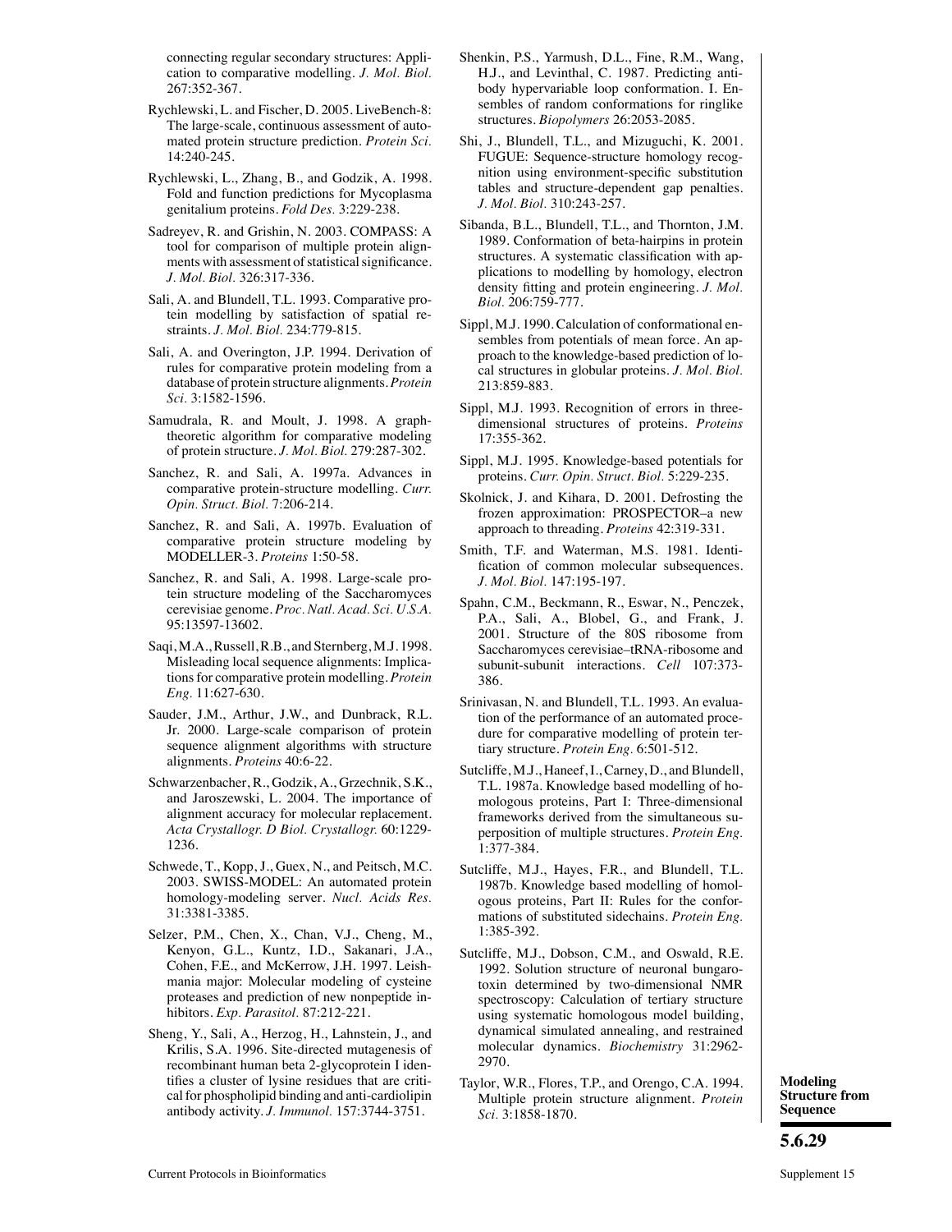connecting regular secondary structures: Application to comparative modelling. *J. Mol. Biol.* 267:352-367.

Rychlewski, L. and Fischer, D. 2005. LiveBench-8: The large-scale, continuous assessment of automated protein structure prediction. *Protein Sci.* 14:240-245.

Rychlewski, L., Zhang, B., and Godzik, A. 1998. Fold and function predictions for Mycoplasma genitalium proteins. *Fold Des.* 3:229-238.

Sadreyev, R. and Grishin, N. 2003. COMPASS: A tool for comparison of multiple protein alignments with assessment of statistical significance. *J. Mol. Biol.* 326:317-336.

Sali, A. and Blundell, T.L. 1993. Comparative protein modelling by satisfaction of spatial restraints. *J. Mol. Biol.* 234:779-815.

Sali, A. and Overington, J.P. 1994. Derivation of rules for comparative protein modeling from a database of protein structure alignments. *Protein Sci.* 3:1582-1596.

Samudrala, R. and Moult, J. 1998. A graph-theoretic algorithm for comparative modeling of protein structure. *J. Mol. Biol.* 279:287-302.

Sanchez, R. and Sali, A. 1997a. Advances in comparative protein-structure modelling. *Curr. Opin. Struct. Biol.* 7:206-214.

Sanchez, R. and Sali, A. 1997b. Evaluation of comparative protein structure modeling by MODELLER-3. *Proteins* 1:50-58.

Sanchez, R. and Sali, A. 1998. Large-scale protein structure modeling of the Saccharomyces cerevisiae genome. *Proc. Natl. Acad. Sci. U.S.A.* 95:13597-13602.

Saqi, M.A., Russell, R.B., and Sternberg, M.J. 1998. Misleading local sequence alignments: Implications for comparative protein modelling. *Protein Eng.* 11:627-630.

Sauder, J.M., Arthur, J.W., and Dunbrack, R.L. Jr. 2000. Large-scale comparison of protein sequence alignment algorithms with structure alignments. *Proteins* 40:6-22.

Schwarzenbacher, R., Godzik, A., Grzechnik, S.K., and Jaroszewski, L. 2004. The importance of alignment accuracy for molecular replacement. *Acta Crystallogr. D Biol. Crystallogr.* 60:1229-1236.

Schwede, T., Kopp, J., Guex, N., and Peitsch, M.C. 2003. SWISS-MODEL: An automated protein homology-modeling server. *Nucl. Acids Res.* 31:3381-3385.

Selzer, P.M., Chen, X., Chan, V.J., Cheng, M., Kenyon, G.L., Kuntz, I.D., Sakanari, J.A., Cohen, F.E., and McKerrow, J.H. 1997. Leishmania major: Molecular modeling of cysteine proteases and prediction of new nonpeptide inhibitors. *Exp. Parasitol.* 87:212-221.

Sheng, Y., Sali, A., Herzog, H., Lahnstein, J., and Krilis, S.A. 1996. Site-directed mutagenesis of recombinant human beta 2-glycoprotein I identifies a cluster of lysine residues that are critical for phospholipid binding and anti-cardiolipin antibody activity. *J. Immunol.* 157:3744-3751.

Shenkin, P.S., Yarmush, D.L., Fine, R.M., Wang, H.J., and Levinthal, C. 1987. Predicting antibody hypervariable loop conformation. I. Ensembles of random conformations for ringlike structures. *Biopolymers* 26:2053-2085.

Shi, J., Blundell, T.L., and Mizuguchi, K. 2001. FUGUE: Sequence-structure homology recognition using environment-specific substitution tables and structure-dependent gap penalties. *J. Mol. Biol.* 310:243-257.

Sibanda, B.L., Blundell, T.L., and Thornton, J.M. 1989. Conformation of beta-hairpins in protein structures. A systematic classification with applications to modelling by homology, electron density fitting and protein engineering. *J. Mol. Biol.* 206:759-777.

Sippl, M.J. 1990. Calculation of conformational ensembles from potentials of mean force. An approach to the knowledge-based prediction of local structures in globular proteins. *J. Mol. Biol.* 213:859-883.

Sippl, M.J. 1993. Recognition of errors in three-dimensional structures of proteins. *Proteins* 17:355-362.

Sippl, M.J. 1995. Knowledge-based potentials for proteins. *Curr. Opin. Struct. Biol.* 5:229-235.

Skolnick, J. and Kihara, D. 2001. Defrosting the frozen approximation: PROSPECTOR–a new approach to threading. *Proteins* 42:319-331.

Smith, T.F. and Waterman, M.S. 1981. Identification of common molecular subsequences. *J. Mol. Biol.* 147:195-197.

Spahn, C.M., Beckmann, R., Eswar, N., Penczek, P.A., Sali, A., Blobel, G., and Frank, J. 2001. Structure of the 80S ribosome from Saccharomyces cerevisiae–tRNA-ribosome and subunit-subunit interactions. *Cell* 107:373-386.

Srinivasan, N. and Blundell, T.L. 1993. An evaluation of the performance of an automated procedure for comparative modelling of protein tertiary structure. *Protein Eng.* 6:501-512.

Sutcliffe, M.J., Haneef, I., Carney, D., and Blundell, T.L. 1987a. Knowledge based modelling of homologous proteins, Part I: Three-dimensional frameworks derived from the simultaneous superposition of multiple structures. *Protein Eng.* 1:377-384.

Sutcliffe, M.J., Hayes, F.R., and Blundell, T.L. 1987b. Knowledge based modelling of homologous proteins, Part II: Rules for the conformations of substituted sidechains. *Protein Eng.* 1:385-392.

Sutcliffe, M.J., Dobson, C.M., and Oswald, R.E. 1992. Solution structure of neuronal bungarotoxin determined by two-dimensional NMR spectroscopy: Calculation of tertiary structure using systematic homologous model building, dynamical simulated annealing, and restrained molecular dynamics. *Biochemistry* 31:2962-2970.

Taylor, W.R., Flores, T.P., and Orengo, C.A. 1994. Multiple protein structure alignment. *Protein Sci.* 3:1858-1870.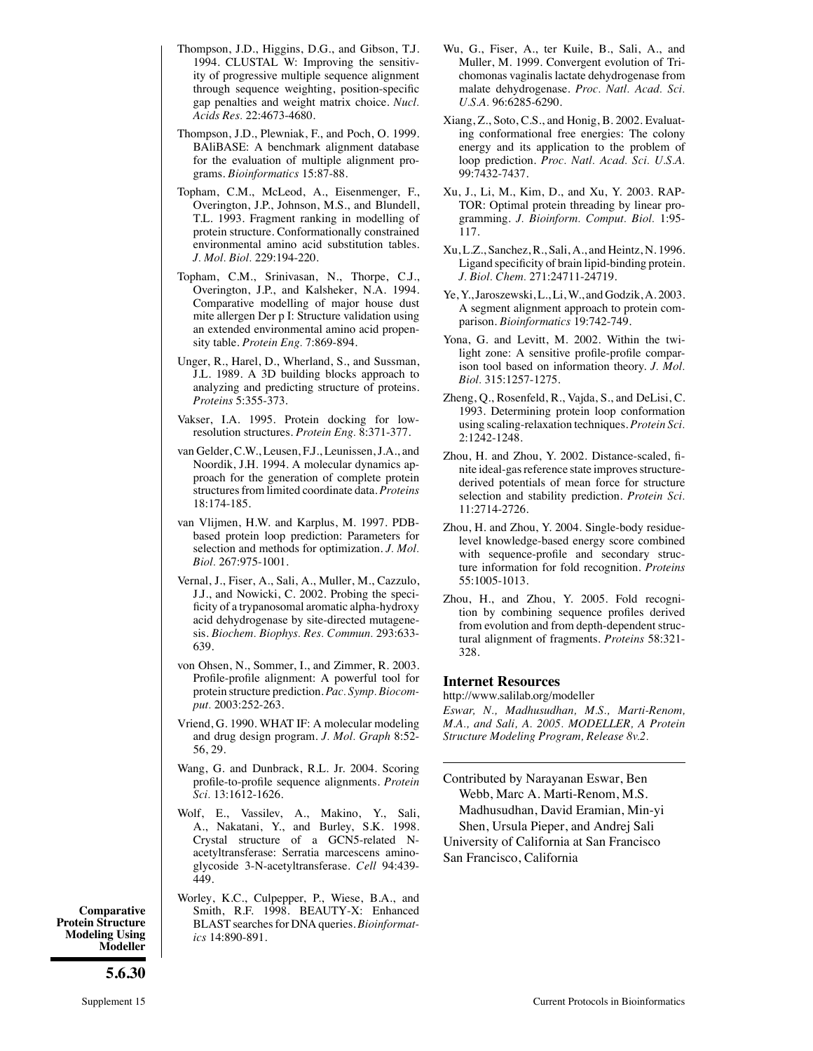Thompson, J.D., Higgins, D.G., and Gibson, T.J. 1994. CLUSTAL W: Improving the sensitivity of progressive multiple sequence alignment through sequence weighting, position-specific gap penalties and weight matrix choice. *Nucl. Acids Res.* 22:4673-4680.

Thompson, J.D., Plewniak, F., and Poch, O. 1999. BAliBASE: A benchmark alignment database for the evaluation of multiple alignment programs. *Bioinformatics* 15:87-88.

Topham, C.M., McLeod, A., Eisenmenger, F., Overington, J.P., Johnson, M.S., and Blundell, T.L. 1993. Fragment ranking in modelling of protein structure. Conformationally constrained environmental amino acid substitution tables. *J. Mol. Biol.* 229:194-220.

Topham, C.M., Srinivasan, N., Thorpe, C.J., Overington, J.P., and Kalsheker, N.A. 1994. Comparative modelling of major house dust mite allergen Der p I: Structure validation using an extended environmental amino acid propensity table. *Protein Eng.* 7:869-894.

Unger, R., Harel, D., Wherland, S., and Sussman, J.L. 1989. A 3D building blocks approach to analyzing and predicting structure of proteins. *Proteins* 5:355-373.

Vakser, I.A. 1995. Protein docking for low-resolution structures. *Protein Eng.* 8:371-377.

van Gelder, C.W., Leusen, F.J., Leunissen, J.A., and Noordik, J.H. 1994. A molecular dynamics approach for the generation of complete protein structures from limited coordinate data. *Proteins* 18:174-185.

van Vlijmen, H.W. and Karplus, M. 1997. PDB-based protein loop prediction: Parameters for selection and methods for optimization. *J. Mol. Biol.* 267:975-1001.

Vernal, J., Fiser, A., Sali, A., Muller, M., Cazzulo, J.J., and Nowicki, C. 2002. Probing the specificity of a trypanosomal aromatic alpha-hydroxy acid dehydrogenase by site-directed mutagenesis. *Biochem. Biophys. Res. Commun.* 293:633-639.

von Ohsen, N., Sommer, I., and Zimmer, R. 2003. Profile-profile alignment: A powerful tool for protein structure prediction. *Pac. Symp. Biocomput.* 2003:252-263.

Vriend, G. 1990. WHAT IF: A molecular modeling and drug design program. *J. Mol. Graph* 8:52-56, 29.

Wang, G. and Dunbrack, R.L. Jr. 2004. Scoring profile-to-profile sequence alignments. *Protein Sci.* 13:1612-1626.

Wolf, E., Vassilev, A., Makino, Y., Sali, A., Nakatani, Y., and Burley, S.K. 1998. Crystal structure of a GCN5-related N-acetyltransferase: Serratia marcescens aminoglycoside 3-N-acetyltransferase. *Cell* 94:439-449.

Worley, K.C., Culpepper, P., Wiese, B.A., and Smith, R.F. 1998. BEAUTY-X: Enhanced BLAST searches for DNA queries. *Bioinformatics* 14:890-891.

Wu, G., Fiser, A., ter Kuile, B., Sali, A., and Muller, M. 1999. Convergent evolution of Trichomonas vaginalis lactate dehydrogenase from malate dehydrogenase. *Proc. Natl. Acad. Sci. U.S.A.* 96:6285-6290.

Xiang, Z., Soto, C.S., and Honig, B. 2002. Evaluating conformational free energies: The colony energy and its application to the problem of loop prediction. *Proc. Natl. Acad. Sci. U.S.A.* 99:7432-7437.

Xu, J., Li, M., Kim, D., and Xu, Y. 2003. RAPTOR: Optimal protein threading by linear programming. *J. Bioinform. Comput. Biol.* 1:95-117.

Xu, L.Z., Sanchez, R., Sali, A., and Heintz, N. 1996. Ligand specificity of brain lipid-binding protein. *J. Biol. Chem.* 271:24711-24719.

Ye, Y., Jaroszewski, L., Li, W., and Godzik, A. 2003. A segment alignment approach to protein comparison. *Bioinformatics* 19:742-749.

Yona, G. and Levitt, M. 2002. Within the twilight zone: A sensitive profile-profile comparison tool based on information theory. *J. Mol. Biol.* 315:1257-1275.

Zheng, Q., Rosenfeld, R., Vajda, S., and DeLisi, C. 1993. Determining protein loop conformation using scaling-relaxation techniques. *Protein Sci.* 2:1242-1248.

Zhou, H. and Zhou, Y. 2002. Distance-scaled, finite ideal-gas reference state improves structure-derived potentials of mean force for structure selection and stability prediction. *Protein Sci.* 11:2714-2726.

Zhou, H. and Zhou, Y. 2004. Single-body residue-level knowledge-based energy score combined with sequence-profile and secondary structure information for fold recognition. *Proteins* 55:1005-1013.

Zhou, H., and Zhou, Y. 2005. Fold recognition by combining sequence profiles derived from evolution and from depth-dependent structural alignment of fragments. *Proteins* 58:321-328.

## Internet Resources

http://www.salilab.org/modeller

*Eswar, N., Madhusudhan, M.S., Marti-Renom, M.A., and Sali, A. 2005. MODELLER, A Protein Structure Modeling Program, Release 8v.2.*

---

Contributed by Narayanan Eswar, Ben Webb, Marc A. Marti-Renom, M.S. Madhusudhan, David Eramian, Min-yi Shen, Ursula Pieper, and Andrej Sali
University of California at San Francisco
San Francisco, California